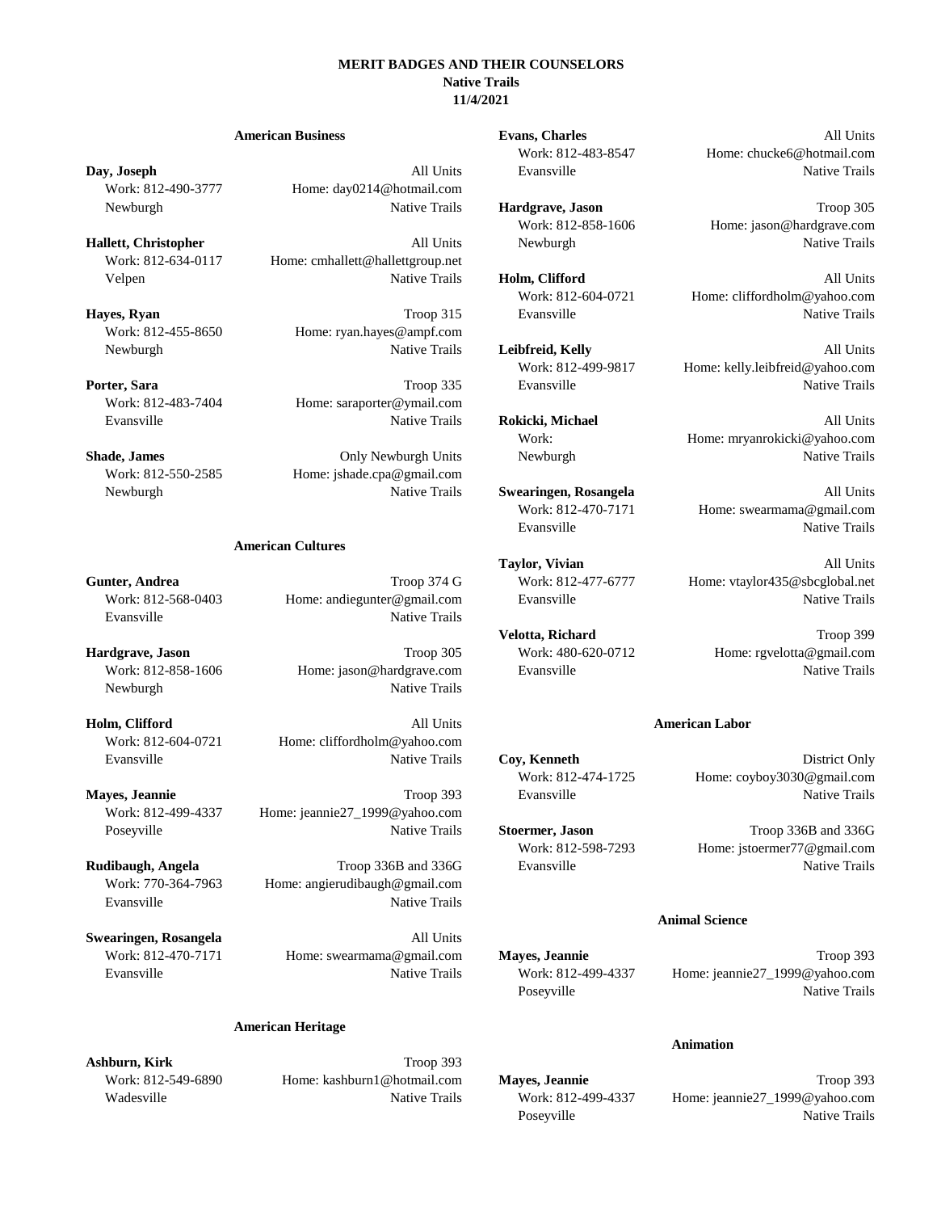# MERIT BADGES AND THEIR COUNSELORS

**Native Trails**

**11/4/2021**

## American Business

**Day, Joseph** — All Units
Work: 812-490-3777 — Home: day0214@hotmail.com
Newburgh — Native Trails

**Hallett, Christopher** — All Units
Work: 812-634-0117 — Home: cmhallett@hallettgroup.net
Velpen — Native Trails

**Hayes, Ryan** — Troop 315
Work: 812-455-8650 — Home: ryan.hayes@ampf.com
Newburgh — Native Trails

**Porter, Sara** — Troop 335
Work: 812-483-7404 — Home: saraporter@ymail.com
Evansville — Native Trails

**Shade, James** — Only Newburgh Units
Work: 812-550-2585 — Home: jshade.cpa@gmail.com
Newburgh — Native Trails

## American Cultures

**Gunter, Andrea** — Troop 374 G
Work: 812-568-0403 — Home: andiegunter@gmail.com
Evansville — Native Trails

**Hardgrave, Jason** — Troop 305
Work: 812-858-1606 — Home: jason@hardgrave.com
Newburgh — Native Trails

**Holm, Clifford** — All Units
Work: 812-604-0721 — Home: cliffordholm@yahoo.com
Evansville — Native Trails

**Mayes, Jeannie** — Troop 393
Work: 812-499-4337 — Home: jeannie27_1999@yahoo.com
Poseyville — Native Trails

**Rudibaugh, Angela** — Troop 336B and 336G
Work: 770-364-7963 — Home: angierudibaugh@gmail.com
Evansville — Native Trails

**Swearingen, Rosangela** — All Units
Work: 812-470-7171 — Home: swearmama@gmail.com
Evansville — Native Trails

## American Heritage

**Ashburn, Kirk** — Troop 393
Work: 812-549-6890 — Home: kashburn1@hotmail.com
Wadesville — Native Trails

**Evans, Charles** — All Units
Work: 812-483-8547 — Home: chucke6@hotmail.com
Evansville — Native Trails

**Hardgrave, Jason** — Troop 305
Work: 812-858-1606 — Home: jason@hardgrave.com
Newburgh — Native Trails

**Holm, Clifford** — All Units
Work: 812-604-0721 — Home: cliffordholm@yahoo.com
Evansville — Native Trails

**Leibfreid, Kelly** — All Units
Work: 812-499-9817 — Home: kelly.leibfreid@yahoo.com
Evansville — Native Trails

**Rokicki, Michael** — All Units
Work: — Home: mryanrokicki@yahoo.com
Newburgh — Native Trails

**Swearingen, Rosangela** — All Units
Work: 812-470-7171 — Home: swearmama@gmail.com
Evansville — Native Trails

**Taylor, Vivian** — All Units
Work: 812-477-6777 — Home: vtaylor435@sbcglobal.net
Evansville — Native Trails

**Velotta, Richard** — Troop 399
Work: 480-620-0712 — Home: rgvelotta@gmail.com
Evansville — Native Trails

## American Labor

**Coy, Kenneth** — District Only
Work: 812-474-1725 — Home: coyboy3030@gmail.com
Evansville — Native Trails

**Stoermer, Jason** — Troop 336B and 336G
Work: 812-598-7293 — Home: jstoermer77@gmail.com
Evansville — Native Trails

## Animal Science

**Mayes, Jeannie** — Troop 393
Work: 812-499-4337 — Home: jeannie27_1999@yahoo.com
Poseyville — Native Trails

## Animation

**Mayes, Jeannie** — Troop 393
Work: 812-499-4337 — Home: jeannie27_1999@yahoo.com
Poseyville — Native Trails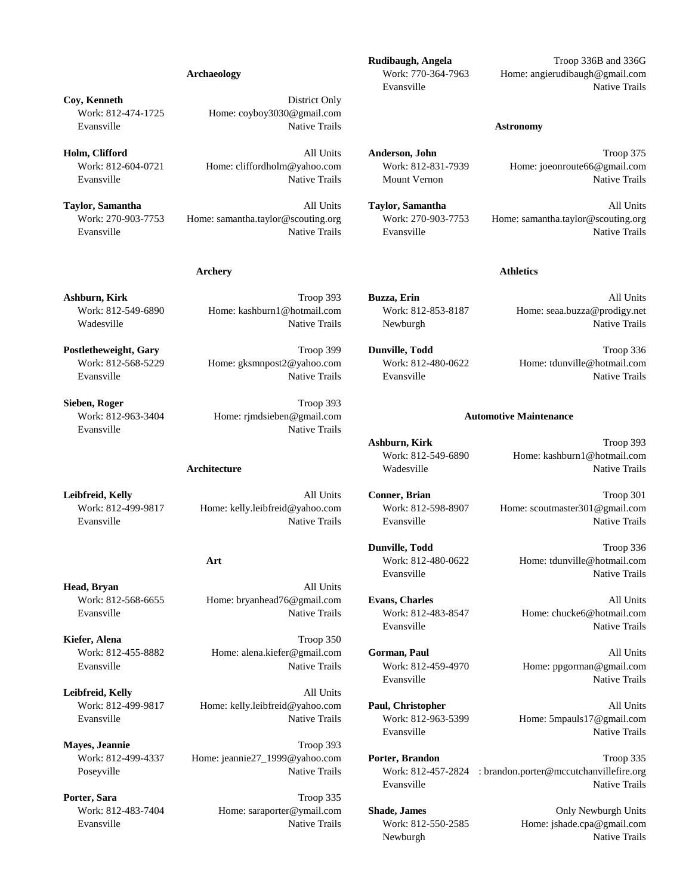**Rudibaugh, Angela** — Troop 336B and 336G
Work: 770-364-7963 — Home: angierudibaugh@gmail.com
Evansville — Native Trails

## Archaeology

**Coy, Kenneth** — District Only
Work: 812-474-1725 — Home: coyboy3030@gmail.com
Evansville — Native Trails

**Holm, Clifford** — All Units
Work: 812-604-0721 — Home: cliffordholm@yahoo.com
Evansville — Native Trails

**Taylor, Samantha** — All Units
Work: 270-903-7753 — Home: samantha.taylor@scouting.org
Evansville — Native Trails

## Archery

**Ashburn, Kirk** — Troop 393
Work: 812-549-6890 — Home: kashburn1@hotmail.com
Wadesville — Native Trails

**Postletheweight, Gary** — Troop 399
Work: 812-568-5229 — Home: gksmnpost2@yahoo.com
Evansville — Native Trails

**Sieben, Roger** — Troop 393
Work: 812-963-3404 — Home: rjmdsieben@gmail.com
Evansville — Native Trails

## Architecture

**Leibfreid, Kelly** — All Units
Work: 812-499-9817 — Home: kelly.leibfreid@yahoo.com
Evansville — Native Trails

## Art

**Head, Bryan** — All Units
Work: 812-568-6655 — Home: bryanhead76@gmail.com
Evansville — Native Trails

**Kiefer, Alena** — Troop 350
Work: 812-455-8882 — Home: alena.kiefer@gmail.com
Evansville — Native Trails

**Leibfreid, Kelly** — All Units
Work: 812-499-9817 — Home: kelly.leibfreid@yahoo.com
Evansville — Native Trails

**Mayes, Jeannie** — Troop 393
Work: 812-499-4337 — Home: jeannie27_1999@yahoo.com
Poseyville — Native Trails

**Porter, Sara** — Troop 335
Work: 812-483-7404 — Home: saraporter@ymail.com
Evansville — Native Trails

## Astronomy

**Anderson, John** — Troop 375
Work: 812-831-7939 — Home: joeonroute66@gmail.com
Mount Vernon — Native Trails

**Taylor, Samantha** — All Units
Work: 270-903-7753 — Home: samantha.taylor@scouting.org
Evansville — Native Trails

## Athletics

**Buzza, Erin** — All Units
Work: 812-853-8187 — Home: seaa.buzza@prodigy.net
Newburgh — Native Trails

**Dunville, Todd** — Troop 336
Work: 812-480-0622 — Home: tdunville@hotmail.com
Evansville — Native Trails

## Automotive Maintenance

**Ashburn, Kirk** — Troop 393
Work: 812-549-6890 — Home: kashburn1@hotmail.com
Wadesville — Native Trails

**Conner, Brian** — Troop 301
Work: 812-598-8907 — Home: scoutmaster301@gmail.com
Evansville — Native Trails

**Dunville, Todd** — Troop 336
Work: 812-480-0622 — Home: tdunville@hotmail.com
Evansville — Native Trails

**Evans, Charles** — All Units
Work: 812-483-8547 — Home: chucke6@hotmail.com
Evansville — Native Trails

**Gorman, Paul** — All Units
Work: 812-459-4970 — Home: ppgorman@gmail.com
Evansville — Native Trails

**Paul, Christopher** — All Units
Work: 812-963-5399 — Home: 5mpauls17@gmail.com
Evansville — Native Trails

**Porter, Brandon** — Troop 335
Work: 812-457-2824 — : brandon.porter@mccutchanvillefire.org
Evansville — Native Trails

**Shade, James** — Only Newburgh Units
Work: 812-550-2585 — Home: jshade.cpa@gmail.com
Newburgh — Native Trails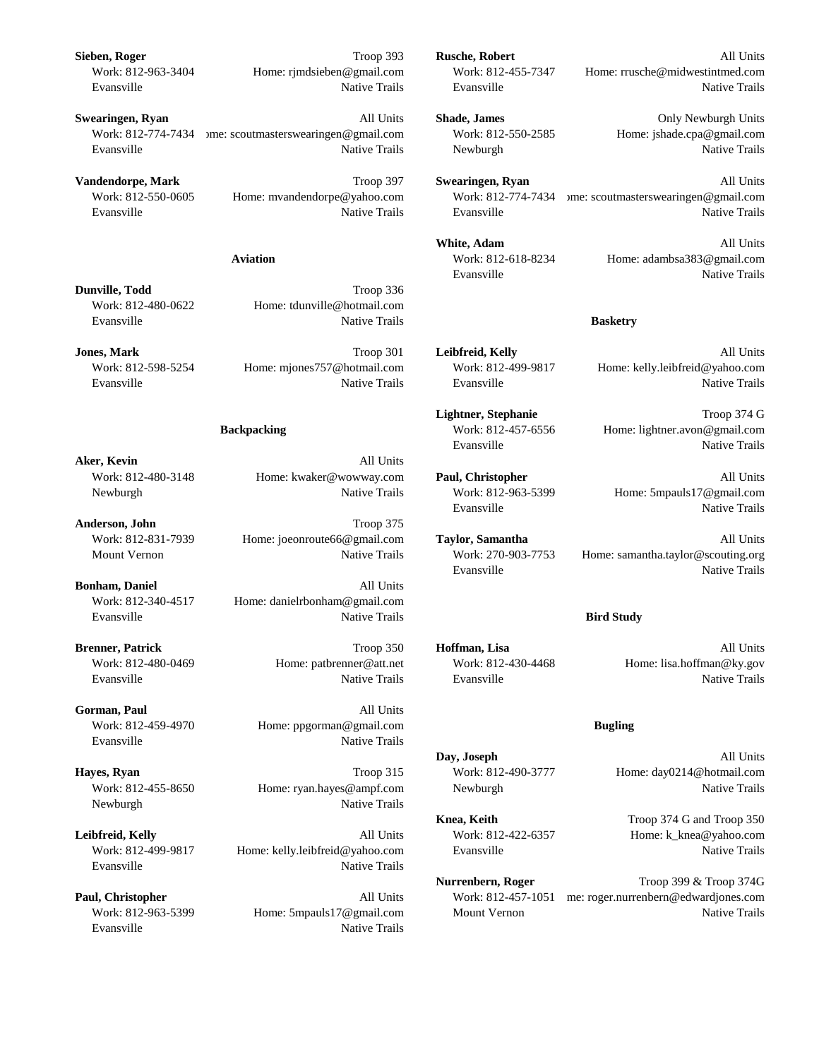**Sieben, Roger** Troop 393
Work: 812-963-3404 Home: rjmdsieben@gmail.com
Evansville Native Trails

**Swearingen, Ryan** All Units
Work: 812-774-7434 ›me: scoutmasterswearingen@gmail.com
Evansville Native Trails

**Vandendorpe, Mark** Troop 397
Work: 812-550-0605 Home: mvandendorpe@yahoo.com
Evansville Native Trails

### Aviation

**Dunville, Todd** Troop 336
Work: 812-480-0622 Home: tdunville@hotmail.com
Evansville Native Trails

**Jones, Mark** Troop 301
Work: 812-598-5254 Home: mjones757@hotmail.com
Evansville Native Trails

### Backpacking

**Aker, Kevin** All Units
Work: 812-480-3148 Home: kwaker@wowway.com
Newburgh Native Trails

**Anderson, John** Troop 375
Work: 812-831-7939 Home: joeonroute66@gmail.com
Mount Vernon Native Trails

**Bonham, Daniel** All Units
Work: 812-340-4517 Home: danielrbonham@gmail.com
Evansville Native Trails

**Brenner, Patrick** Troop 350
Work: 812-480-0469 Home: patbrenner@att.net
Evansville Native Trails

**Gorman, Paul** All Units
Work: 812-459-4970 Home: ppgorman@gmail.com
Evansville Native Trails

**Hayes, Ryan** Troop 315
Work: 812-455-8650 Home: ryan.hayes@ampf.com
Newburgh Native Trails

**Leibfreid, Kelly** All Units
Work: 812-499-9817 Home: kelly.leibfreid@yahoo.com
Evansville Native Trails

**Paul, Christopher** All Units
Work: 812-963-5399 Home: 5mpauls17@gmail.com
Evansville Native Trails

**Rusche, Robert** All Units
Work: 812-455-7347 Home: rrusche@midwestintmed.com
Evansville Native Trails

**Shade, James** Only Newburgh Units
Work: 812-550-2585 Home: jshade.cpa@gmail.com
Newburgh Native Trails

**Swearingen, Ryan** All Units
Work: 812-774-7434 ›me: scoutmasterswearingen@gmail.com
Evansville Native Trails

**White, Adam** All Units
Work: 812-618-8234 Home: adambsa383@gmail.com
Evansville Native Trails

### Basketry

**Leibfreid, Kelly** All Units
Work: 812-499-9817 Home: kelly.leibfreid@yahoo.com
Evansville Native Trails

**Lightner, Stephanie** Troop 374 G
Work: 812-457-6556 Home: lightner.avon@gmail.com
Evansville Native Trails

**Paul, Christopher** All Units
Work: 812-963-5399 Home: 5mpauls17@gmail.com
Evansville Native Trails

**Taylor, Samantha** All Units
Work: 270-903-7753 Home: samantha.taylor@scouting.org
Evansville Native Trails

### Bird Study

**Hoffman, Lisa** All Units
Work: 812-430-4468 Home: lisa.hoffman@ky.gov
Evansville Native Trails

### Bugling

**Day, Joseph** All Units
Work: 812-490-3777 Home: day0214@hotmail.com
Newburgh Native Trails

**Knea, Keith** Troop 374 G and Troop 350
Work: 812-422-6357 Home: k_knea@yahoo.com
Evansville Native Trails

**Nurrenbern, Roger** Troop 399 & Troop 374G
Work: 812-457-1051 me: roger.nurrenbern@edwardjones.com
Mount Vernon Native Trails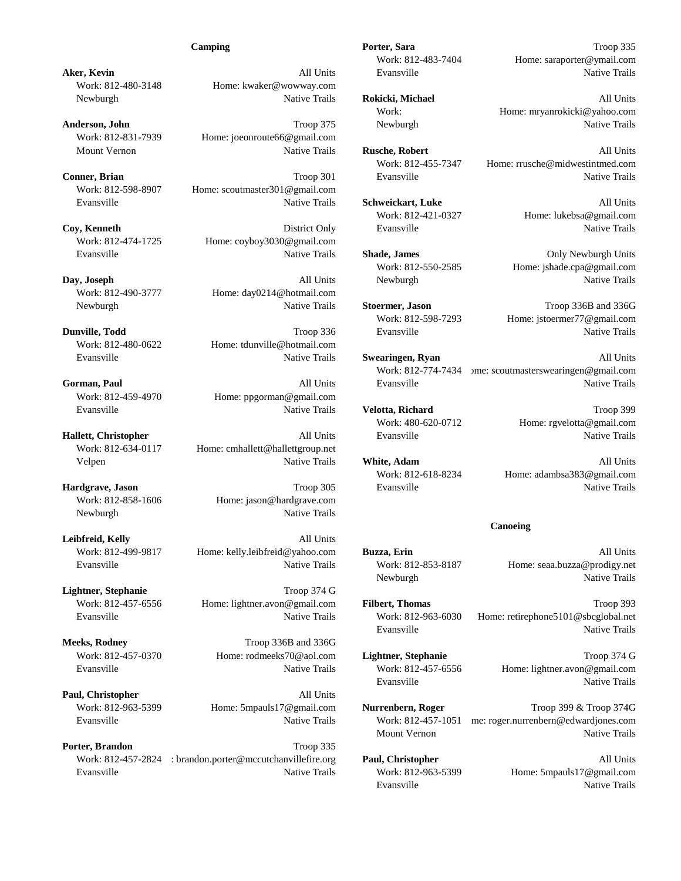## Camping

**Aker, Kevin** All Units
Work: 812-480-3148 Home: kwaker@wowway.com
Newburgh Native Trails

**Anderson, John** Troop 375
Work: 812-831-7939 Home: joeonroute66@gmail.com
Mount Vernon Native Trails

**Conner, Brian** Troop 301
Work: 812-598-8907 Home: scoutmaster301@gmail.com
Evansville Native Trails

**Coy, Kenneth** District Only
Work: 812-474-1725 Home: coyboy3030@gmail.com
Evansville Native Trails

**Day, Joseph** All Units
Work: 812-490-3777 Home: day0214@hotmail.com
Newburgh Native Trails

**Dunville, Todd** Troop 336
Work: 812-480-0622 Home: tdunville@hotmail.com
Evansville Native Trails

**Gorman, Paul** All Units
Work: 812-459-4970 Home: ppgorman@gmail.com
Evansville Native Trails

**Hallett, Christopher** All Units
Work: 812-634-0117 Home: cmhallett@hallettgroup.net
Velpen Native Trails

**Hardgrave, Jason** Troop 305
Work: 812-858-1606 Home: jason@hardgrave.com
Newburgh Native Trails

**Leibfreid, Kelly** All Units
Work: 812-499-9817 Home: kelly.leibfreid@yahoo.com
Evansville Native Trails

**Lightner, Stephanie** Troop 374 G
Work: 812-457-6556 Home: lightner.avon@gmail.com
Evansville Native Trails

**Meeks, Rodney** Troop 336B and 336G
Work: 812-457-0370 Home: rodmeeks70@aol.com
Evansville Native Trails

**Paul, Christopher** All Units
Work: 812-963-5399 Home: 5mpauls17@gmail.com
Evansville Native Trails

**Porter, Brandon** Troop 335
Work: 812-457-2824 : brandon.porter@mccutchanvillefire.org
Evansville Native Trails

**Porter, Sara** Troop 335
Work: 812-483-7404 Home: saraporter@ymail.com
Evansville Native Trails

**Rokicki, Michael** All Units
Work: Home: mryanrokicki@yahoo.com
Newburgh Native Trails

**Rusche, Robert** All Units
Work: 812-455-7347 Home: rrusche@midwestintmed.com
Evansville Native Trails

**Schweickart, Luke** All Units
Work: 812-421-0327 Home: lukebsa@gmail.com
Evansville Native Trails

**Shade, James** Only Newburgh Units
Work: 812-550-2585 Home: jshade.cpa@gmail.com
Newburgh Native Trails

**Stoermer, Jason** Troop 336B and 336G
Work: 812-598-7293 Home: jstoermer77@gmail.com
Evansville Native Trails

**Swearingen, Ryan** All Units
Work: 812-774-7434 ome: scoutmasterswearingen@gmail.com
Evansville Native Trails

**Velotta, Richard** Troop 399
Work: 480-620-0712 Home: rgvelotta@gmail.com
Evansville Native Trails

**White, Adam** All Units
Work: 812-618-8234 Home: adambsa383@gmail.com
Evansville Native Trails

## Canoeing

**Buzza, Erin** All Units
Work: 812-853-8187 Home: seaa.buzza@prodigy.net
Newburgh Native Trails

**Filbert, Thomas** Troop 393
Work: 812-963-6030 Home: retirephone5101@sbcglobal.net
Evansville Native Trails

**Lightner, Stephanie** Troop 374 G
Work: 812-457-6556 Home: lightner.avon@gmail.com
Evansville Native Trails

**Nurrenbern, Roger** Troop 399 & Troop 374G
Work: 812-457-1051 me: roger.nurrenbern@edwardjones.com
Mount Vernon Native Trails

**Paul, Christopher** All Units
Work: 812-963-5399 Home: 5mpauls17@gmail.com
Evansville Native Trails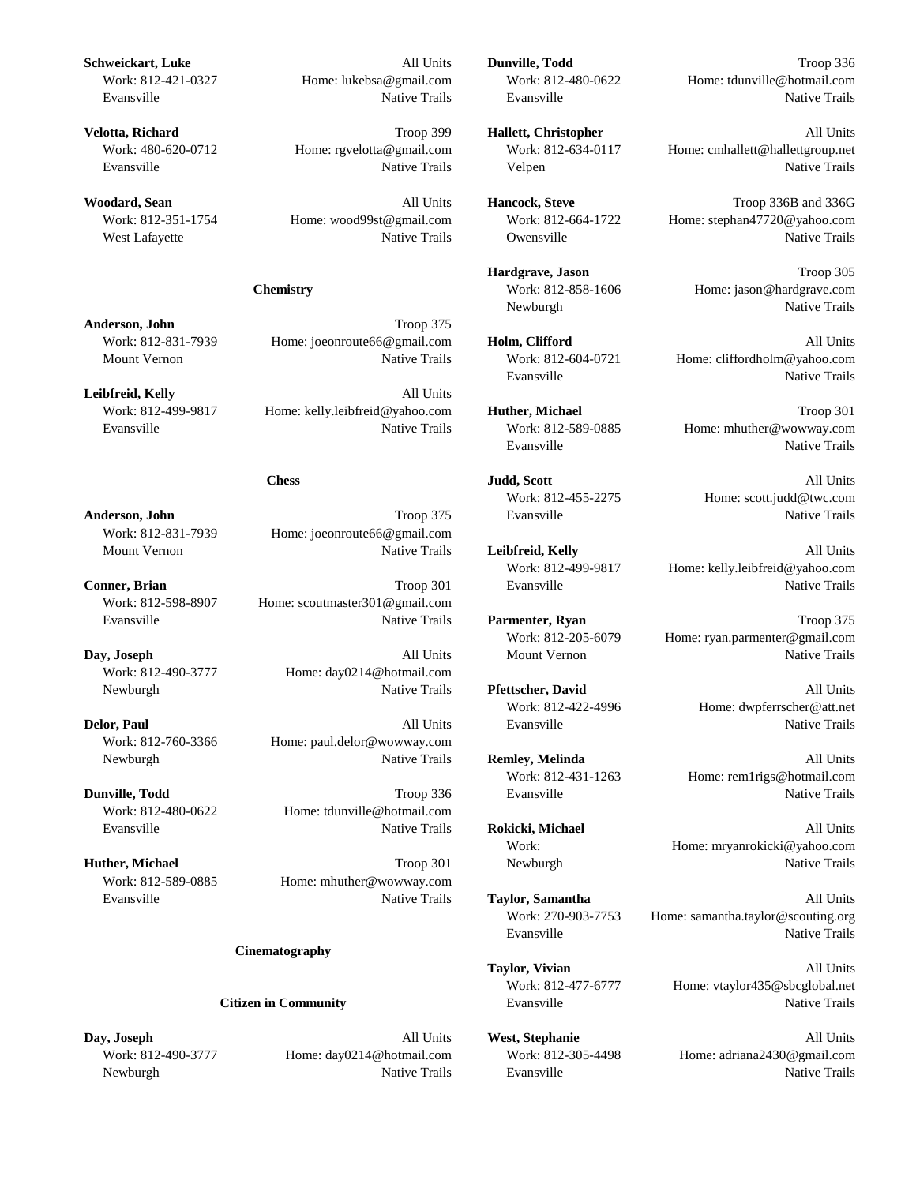**Schweickart, Luke** All Units
Work: 812-421-0327 Home: lukebsa@gmail.com
Evansville Native Trails

**Velotta, Richard** Troop 399
Work: 480-620-0712 Home: rgvelotta@gmail.com
Evansville Native Trails

**Woodard, Sean** All Units
Work: 812-351-1754 Home: wood99st@gmail.com
West Lafayette Native Trails

### Chemistry

**Anderson, John** Troop 375
Work: 812-831-7939 Home: joeonroute66@gmail.com
Mount Vernon Native Trails

**Leibfreid, Kelly** All Units
Work: 812-499-9817 Home: kelly.leibfreid@yahoo.com
Evansville Native Trails

### Chess

**Anderson, John** Troop 375
Work: 812-831-7939 Home: joeonroute66@gmail.com
Mount Vernon Native Trails

**Conner, Brian** Troop 301
Work: 812-598-8907 Home: scoutmaster301@gmail.com
Evansville Native Trails

**Day, Joseph** All Units
Work: 812-490-3777 Home: day0214@hotmail.com
Newburgh Native Trails

**Delor, Paul** All Units
Work: 812-760-3366 Home: paul.delor@wowway.com
Newburgh Native Trails

**Dunville, Todd** Troop 336
Work: 812-480-0622 Home: tdunville@hotmail.com
Evansville Native Trails

**Huther, Michael** Troop 301
Work: 812-589-0885 Home: mhuther@wowway.com
Evansville Native Trails

### Cinematography

### Citizen in Community

**Day, Joseph** All Units
Work: 812-490-3777 Home: day0214@hotmail.com
Newburgh Native Trails

**Dunville, Todd** Troop 336
Work: 812-480-0622 Home: tdunville@hotmail.com
Evansville Native Trails

**Hallett, Christopher** All Units
Work: 812-634-0117 Home: cmhallett@hallettgroup.net
Velpen Native Trails

**Hancock, Steve** Troop 336B and 336G
Work: 812-664-1722 Home: stephan47720@yahoo.com
Owensville Native Trails

**Hardgrave, Jason** Troop 305
Work: 812-858-1606 Home: jason@hardgrave.com
Newburgh Native Trails

**Holm, Clifford** All Units
Work: 812-604-0721 Home: cliffordholm@yahoo.com
Evansville Native Trails

**Huther, Michael** Troop 301
Work: 812-589-0885 Home: mhuther@wowway.com
Evansville Native Trails

**Judd, Scott** All Units
Work: 812-455-2275 Home: scott.judd@twc.com
Evansville Native Trails

**Leibfreid, Kelly** All Units
Work: 812-499-9817 Home: kelly.leibfreid@yahoo.com
Evansville Native Trails

**Parmenter, Ryan** Troop 375
Work: 812-205-6079 Home: ryan.parmenter@gmail.com
Mount Vernon Native Trails

**Pfettscher, David** All Units
Work: 812-422-4996 Home: dwpferrscher@att.net
Evansville Native Trails

**Remley, Melinda** All Units
Work: 812-431-1263 Home: rem1rigs@hotmail.com
Evansville Native Trails

**Rokicki, Michael** All Units
Work: Home: mryanrokicki@yahoo.com
Newburgh Native Trails

**Taylor, Samantha** All Units
Work: 270-903-7753 Home: samantha.taylor@scouting.org
Evansville Native Trails

**Taylor, Vivian** All Units
Work: 812-477-6777 Home: vtaylor435@sbcglobal.net
Evansville Native Trails

**West, Stephanie** All Units
Work: 812-305-4498 Home: adriana2430@gmail.com
Evansville Native Trails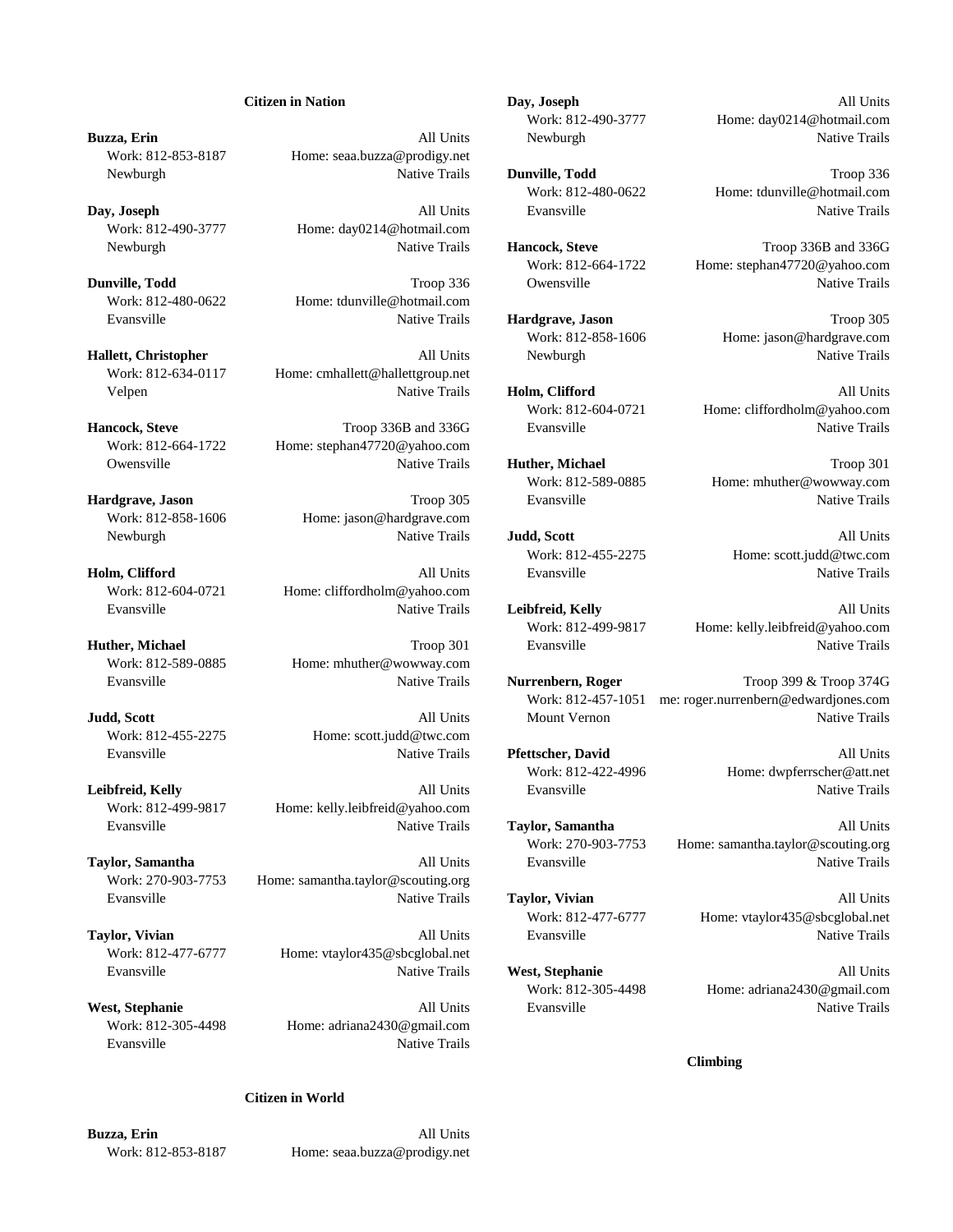### Citizen in Nation

**Buzza, Erin** — All Units
Work: 812-853-8187 — Home: seaa.buzza@prodigy.net
Newburgh — Native Trails

**Day, Joseph** — All Units
Work: 812-490-3777 — Home: day0214@hotmail.com
Newburgh — Native Trails

**Dunville, Todd** — Troop 336
Work: 812-480-0622 — Home: tdunville@hotmail.com
Evansville — Native Trails

**Hallett, Christopher** — All Units
Work: 812-634-0117 — Home: cmhallett@hallettgroup.net
Velpen — Native Trails

**Hancock, Steve** — Troop 336B and 336G
Work: 812-664-1722 — Home: stephan47720@yahoo.com
Owensville — Native Trails

**Hardgrave, Jason** — Troop 305
Work: 812-858-1606 — Home: jason@hardgrave.com
Newburgh — Native Trails

**Holm, Clifford** — All Units
Work: 812-604-0721 — Home: cliffordholm@yahoo.com
Evansville — Native Trails

**Huther, Michael** — Troop 301
Work: 812-589-0885 — Home: mhuther@wowway.com
Evansville — Native Trails

**Judd, Scott** — All Units
Work: 812-455-2275 — Home: scott.judd@twc.com
Evansville — Native Trails

**Leibfreid, Kelly** — All Units
Work: 812-499-9817 — Home: kelly.leibfreid@yahoo.com
Evansville — Native Trails

**Taylor, Samantha** — All Units
Work: 270-903-7753 — Home: samantha.taylor@scouting.org
Evansville — Native Trails

**Taylor, Vivian** — All Units
Work: 812-477-6777 — Home: vtaylor435@sbcglobal.net
Evansville — Native Trails

**West, Stephanie** — All Units
Work: 812-305-4498 — Home: adriana2430@gmail.com
Evansville — Native Trails

### Citizen in World

**Buzza, Erin** — All Units
Work: 812-853-8187 — Home: seaa.buzza@prodigy.net

**Day, Joseph** — All Units
Work: 812-490-3777 — Home: day0214@hotmail.com
Newburgh — Native Trails

**Dunville, Todd** — Troop 336
Work: 812-480-0622 — Home: tdunville@hotmail.com
Evansville — Native Trails

**Hancock, Steve** — Troop 336B and 336G
Work: 812-664-1722 — Home: stephan47720@yahoo.com
Owensville — Native Trails

**Hardgrave, Jason** — Troop 305
Work: 812-858-1606 — Home: jason@hardgrave.com
Newburgh — Native Trails

**Holm, Clifford** — All Units
Work: 812-604-0721 — Home: cliffordholm@yahoo.com
Evansville — Native Trails

**Huther, Michael** — Troop 301
Work: 812-589-0885 — Home: mhuther@wowway.com
Evansville — Native Trails

**Judd, Scott** — All Units
Work: 812-455-2275 — Home: scott.judd@twc.com
Evansville — Native Trails

**Leibfreid, Kelly** — All Units
Work: 812-499-9817 — Home: kelly.leibfreid@yahoo.com
Evansville — Native Trails

**Nurrenbern, Roger** — Troop 399 & Troop 374G
Work: 812-457-1051 — me: roger.nurrenbern@edwardjones.com
Mount Vernon — Native Trails

**Pfettscher, David** — All Units
Work: 812-422-4996 — Home: dwpferrscher@att.net
Evansville — Native Trails

**Taylor, Samantha** — All Units
Work: 270-903-7753 — Home: samantha.taylor@scouting.org
Evansville — Native Trails

**Taylor, Vivian** — All Units
Work: 812-477-6777 — Home: vtaylor435@sbcglobal.net
Evansville — Native Trails

**West, Stephanie** — All Units
Work: 812-305-4498 — Home: adriana2430@gmail.com
Evansville — Native Trails

### Climbing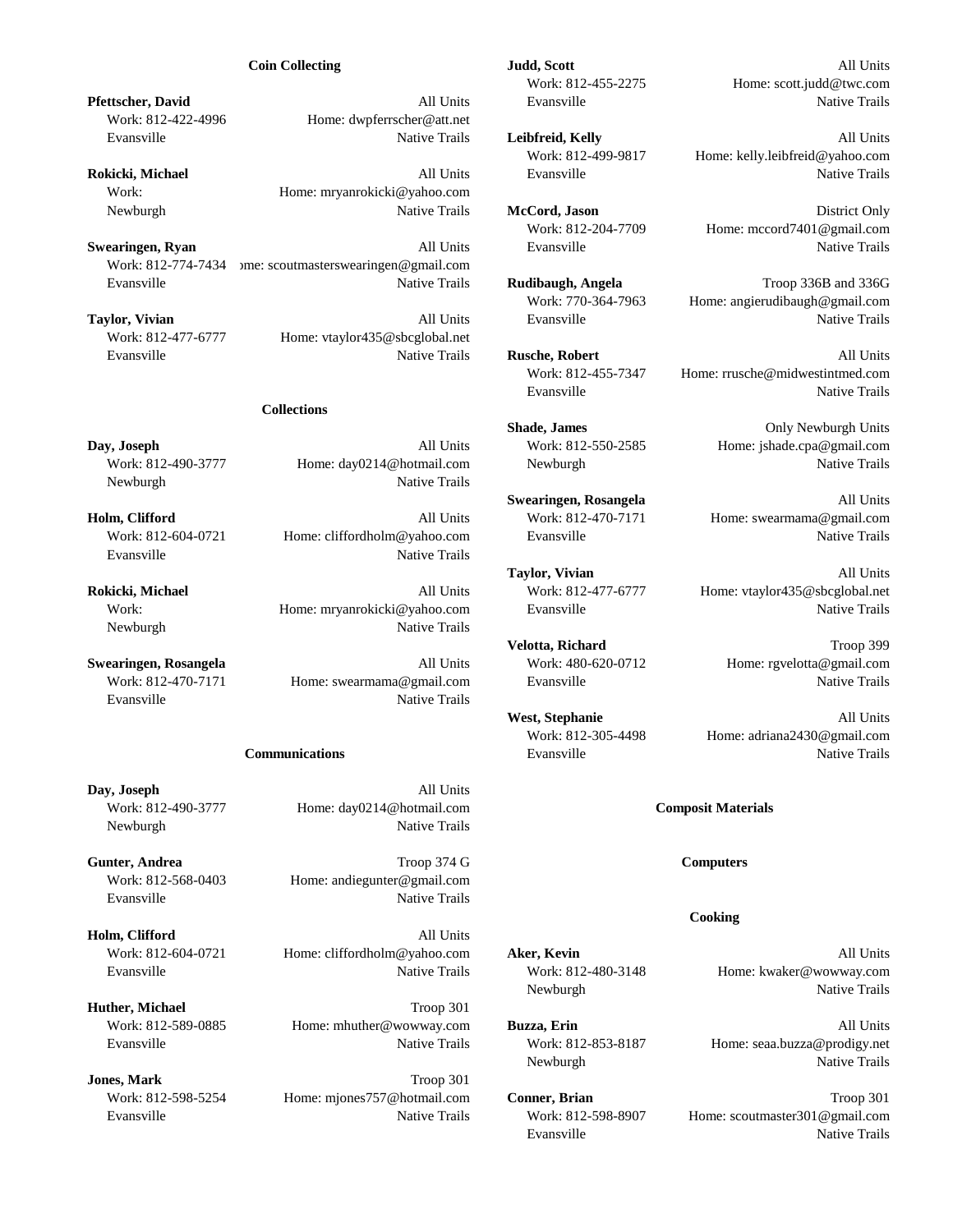### Coin Collecting

**Pfettscher, David** All Units
Work: 812-422-4996 Home: dwpferrscher@att.net
Evansville Native Trails

**Rokicki, Michael** All Units
Work: Home: mryanrokicki@yahoo.com
Newburgh Native Trails

**Swearingen, Ryan** All Units
Work: 812-774-7434 ome: scoutmasterswearingen@gmail.com
Evansville Native Trails

**Taylor, Vivian** All Units
Work: 812-477-6777 Home: vtaylor435@sbcglobal.net
Evansville Native Trails

### Collections

**Day, Joseph** All Units
Work: 812-490-3777 Home: day0214@hotmail.com
Newburgh Native Trails

**Holm, Clifford** All Units
Work: 812-604-0721 Home: cliffordholm@yahoo.com
Evansville Native Trails

**Rokicki, Michael** All Units
Work: Home: mryanrokicki@yahoo.com
Newburgh Native Trails

**Swearingen, Rosangela** All Units
Work: 812-470-7171 Home: swearmama@gmail.com
Evansville Native Trails

### Communications

**Day, Joseph** All Units
Work: 812-490-3777 Home: day0214@hotmail.com
Newburgh Native Trails

**Gunter, Andrea** Troop 374 G
Work: 812-568-0403 Home: andiegunter@gmail.com
Evansville Native Trails

**Holm, Clifford** All Units
Work: 812-604-0721 Home: cliffordholm@yahoo.com
Evansville Native Trails

**Huther, Michael** Troop 301
Work: 812-589-0885 Home: mhuther@wowway.com
Evansville Native Trails

**Jones, Mark** Troop 301
Work: 812-598-5254 Home: mjones757@hotmail.com
Evansville Native Trails

**Judd, Scott** All Units
Work: 812-455-2275 Home: scott.judd@twc.com
Evansville Native Trails

**Leibfreid, Kelly** All Units
Work: 812-499-9817 Home: kelly.leibfreid@yahoo.com
Evansville Native Trails

**McCord, Jason** District Only
Work: 812-204-7709 Home: mccord7401@gmail.com
Evansville Native Trails

**Rudibaugh, Angela** Troop 336B and 336G
Work: 770-364-7963 Home: angierudibaugh@gmail.com
Evansville Native Trails

**Rusche, Robert** All Units
Work: 812-455-7347 Home: rrusche@midwestintmed.com
Evansville Native Trails

**Shade, James** Only Newburgh Units
Work: 812-550-2585 Home: jshade.cpa@gmail.com
Newburgh Native Trails

**Swearingen, Rosangela** All Units
Work: 812-470-7171 Home: swearmama@gmail.com
Evansville Native Trails

**Taylor, Vivian** All Units
Work: 812-477-6777 Home: vtaylor435@sbcglobal.net
Evansville Native Trails

**Velotta, Richard** Troop 399
Work: 480-620-0712 Home: rgvelotta@gmail.com
Evansville Native Trails

**West, Stephanie** All Units
Work: 812-305-4498 Home: adriana2430@gmail.com
Evansville Native Trails

### Composit Materials

### Computers

### Cooking

**Aker, Kevin** All Units
Work: 812-480-3148 Home: kwaker@wowway.com
Newburgh Native Trails

**Buzza, Erin** All Units
Work: 812-853-8187 Home: seaa.buzza@prodigy.net
Newburgh Native Trails

**Conner, Brian** Troop 301
Work: 812-598-8907 Home: scoutmaster301@gmail.com
Evansville Native Trails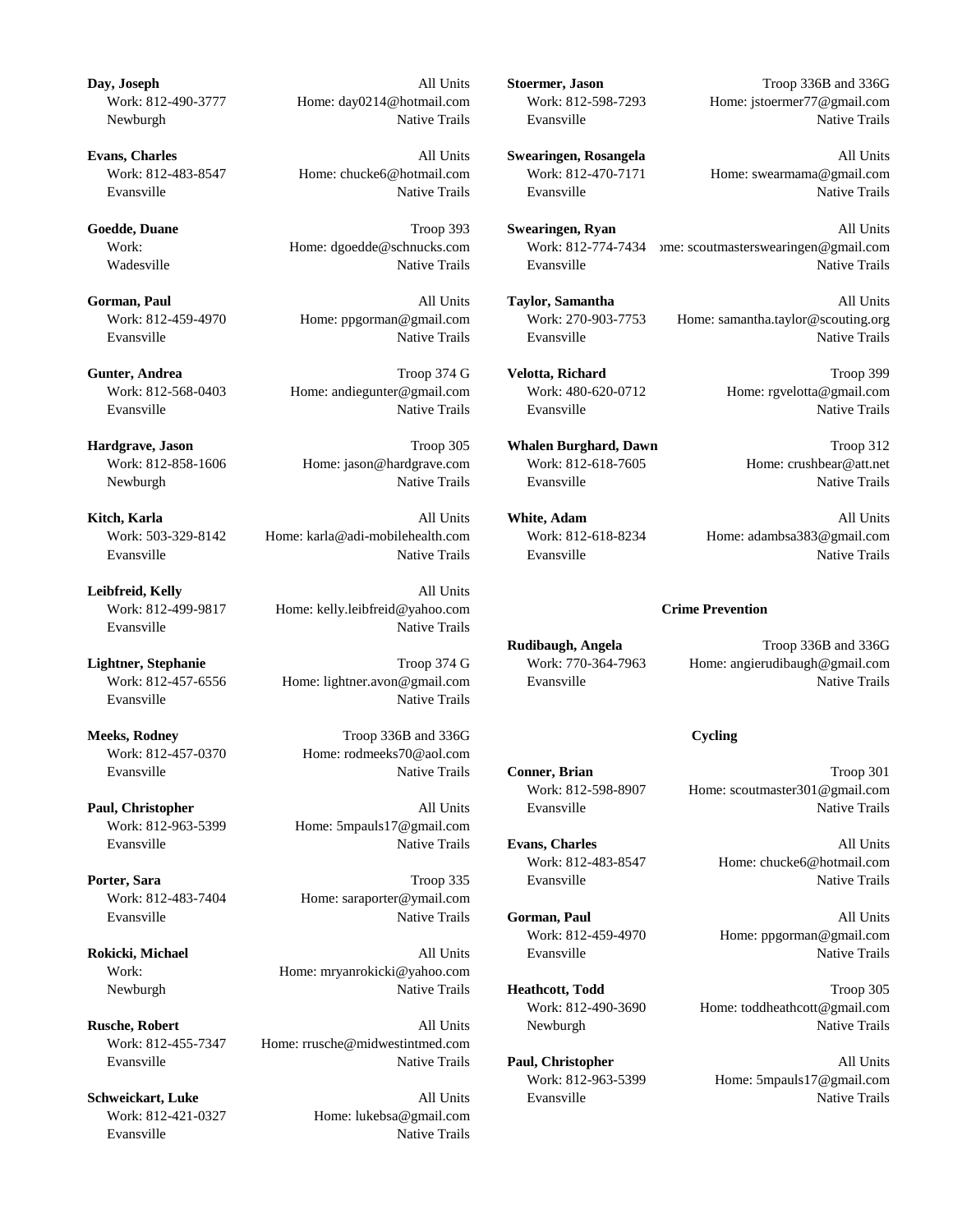**Day, Joseph** All Units
Work: 812-490-3777 Home: day0214@hotmail.com
Newburgh Native Trails

**Evans, Charles** All Units
Work: 812-483-8547 Home: chucke6@hotmail.com
Evansville Native Trails

**Goedde, Duane** Troop 393
Work: Home: dgoedde@schnucks.com
Wadesville Native Trails

**Gorman, Paul** All Units
Work: 812-459-4970 Home: ppgorman@gmail.com
Evansville Native Trails

**Gunter, Andrea** Troop 374 G
Work: 812-568-0403 Home: andiegunter@gmail.com
Evansville Native Trails

**Hardgrave, Jason** Troop 305
Work: 812-858-1606 Home: jason@hardgrave.com
Newburgh Native Trails

**Kitch, Karla** All Units
Work: 503-329-8142 Home: karla@adi-mobilehealth.com
Evansville Native Trails

**Leibfreid, Kelly** All Units
Work: 812-499-9817 Home: kelly.leibfreid@yahoo.com
Evansville Native Trails

**Lightner, Stephanie** Troop 374 G
Work: 812-457-6556 Home: lightner.avon@gmail.com
Evansville Native Trails

**Meeks, Rodney** Troop 336B and 336G
Work: 812-457-0370 Home: rodmeeks70@aol.com
Evansville Native Trails

**Paul, Christopher** All Units
Work: 812-963-5399 Home: 5mpauls17@gmail.com
Evansville Native Trails

**Porter, Sara** Troop 335
Work: 812-483-7404 Home: saraporter@ymail.com
Evansville Native Trails

**Rokicki, Michael** All Units
Work: Home: mryanrokicki@yahoo.com
Newburgh Native Trails

**Rusche, Robert** All Units
Work: 812-455-7347 Home: rrusche@midwestintmed.com
Evansville Native Trails

**Schweickart, Luke** All Units
Work: 812-421-0327 Home: lukebsa@gmail.com
Evansville Native Trails

**Stoermer, Jason** Troop 336B and 336G
Work: 812-598-7293 Home: jstoermer77@gmail.com
Evansville Native Trails

**Swearingen, Rosangela** All Units
Work: 812-470-7171 Home: swearmama@gmail.com
Evansville Native Trails

**Swearingen, Ryan** All Units
Work: 812-774-7434 Home: scoutmasterswearingen@gmail.com
Evansville Native Trails

**Taylor, Samantha** All Units
Work: 270-903-7753 Home: samantha.taylor@scouting.org
Evansville Native Trails

**Velotta, Richard** Troop 399
Work: 480-620-0712 Home: rgvelotta@gmail.com
Evansville Native Trails

**Whalen Burghard, Dawn** Troop 312
Work: 812-618-7605 Home: crushbear@att.net
Evansville Native Trails

**White, Adam** All Units
Work: 812-618-8234 Home: adambsa383@gmail.com
Evansville Native Trails

## Crime Prevention

**Rudibaugh, Angela** Troop 336B and 336G
Work: 770-364-7963 Home: angierudibaugh@gmail.com
Evansville Native Trails

## Cycling

**Conner, Brian** Troop 301
Work: 812-598-8907 Home: scoutmaster301@gmail.com
Evansville Native Trails

**Evans, Charles** All Units
Work: 812-483-8547 Home: chucke6@hotmail.com
Evansville Native Trails

**Gorman, Paul** All Units
Work: 812-459-4970 Home: ppgorman@gmail.com
Evansville Native Trails

**Heathcott, Todd** Troop 305
Work: 812-490-3690 Home: toddheathcott@gmail.com
Newburgh Native Trails

**Paul, Christopher** All Units
Work: 812-963-5399 Home: 5mpauls17@gmail.com
Evansville Native Trails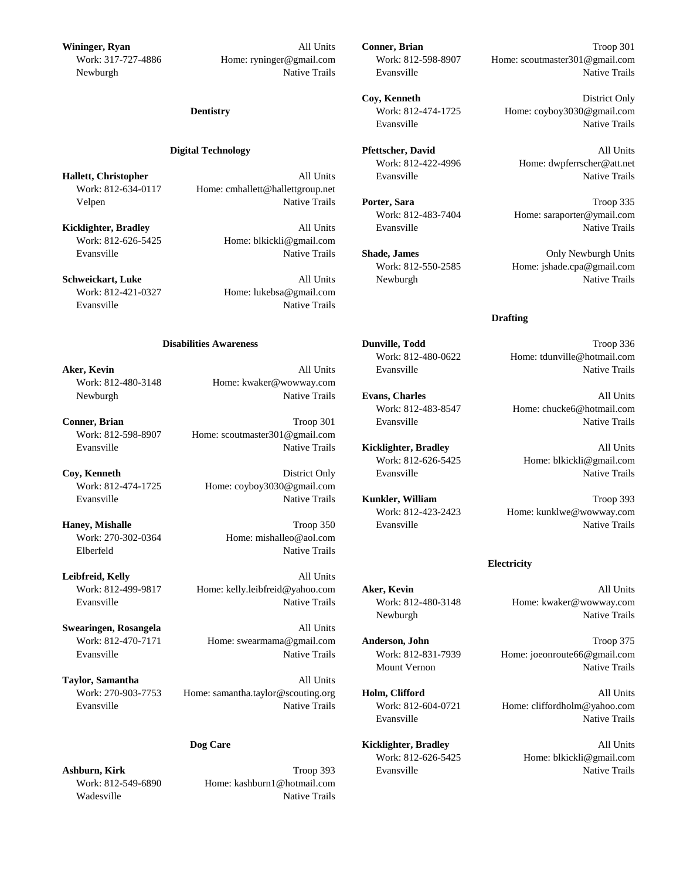**Wininger, Ryan** All Units
Work: 317-727-4886 Home: ryninger@gmail.com
Newburgh Native Trails

### Dentistry

### Digital Technology

**Hallett, Christopher** All Units
Work: 812-634-0117 Home: cmhallett@hallettgroup.net
Velpen Native Trails

**Kicklighter, Bradley** All Units
Work: 812-626-5425 Home: blkickli@gmail.com
Evansville Native Trails

**Schweickart, Luke** All Units
Work: 812-421-0327 Home: lukebsa@gmail.com
Evansville Native Trails

### Disabilities Awareness

**Aker, Kevin** All Units
Work: 812-480-3148 Home: kwaker@wowway.com
Newburgh Native Trails

**Conner, Brian** Troop 301
Work: 812-598-8907 Home: scoutmaster301@gmail.com
Evansville Native Trails

**Coy, Kenneth** District Only
Work: 812-474-1725 Home: coyboy3030@gmail.com
Evansville Native Trails

**Haney, Mishalle** Troop 350
Work: 270-302-0364 Home: mishalleo@aol.com
Elberfeld Native Trails

**Leibfreid, Kelly** All Units
Work: 812-499-9817 Home: kelly.leibfreid@yahoo.com
Evansville Native Trails

**Swearingen, Rosangela** All Units
Work: 812-470-7171 Home: swearmama@gmail.com
Evansville Native Trails

**Taylor, Samantha** All Units
Work: 270-903-7753 Home: samantha.taylor@scouting.org
Evansville Native Trails

### Dog Care

**Ashburn, Kirk** Troop 393
Work: 812-549-6890 Home: kashburn1@hotmail.com
Wadesville Native Trails

**Conner, Brian** Troop 301
Work: 812-598-8907 Home: scoutmaster301@gmail.com
Evansville Native Trails

**Coy, Kenneth** District Only
Work: 812-474-1725 Home: coyboy3030@gmail.com
Evansville Native Trails

**Pfettscher, David** All Units
Work: 812-422-4996 Home: dwpferrscher@att.net
Evansville Native Trails

**Porter, Sara** Troop 335
Work: 812-483-7404 Home: saraporter@ymail.com
Evansville Native Trails

**Shade, James** Only Newburgh Units
Work: 812-550-2585 Home: jshade.cpa@gmail.com
Newburgh Native Trails

### Drafting

**Dunville, Todd** Troop 336
Work: 812-480-0622 Home: tdunville@hotmail.com
Evansville Native Trails

**Evans, Charles** All Units
Work: 812-483-8547 Home: chucke6@hotmail.com
Evansville Native Trails

**Kicklighter, Bradley** All Units
Work: 812-626-5425 Home: blkickli@gmail.com
Evansville Native Trails

**Kunkler, William** Troop 393
Work: 812-423-2423 Home: kunklwe@wowway.com
Evansville Native Trails

### Electricity

**Aker, Kevin** All Units
Work: 812-480-3148 Home: kwaker@wowway.com
Newburgh Native Trails

**Anderson, John** Troop 375
Work: 812-831-7939 Home: joeonroute66@gmail.com
Mount Vernon Native Trails

**Holm, Clifford** All Units
Work: 812-604-0721 Home: cliffordholm@yahoo.com
Evansville Native Trails

**Kicklighter, Bradley** All Units
Work: 812-626-5425 Home: blkickli@gmail.com
Evansville Native Trails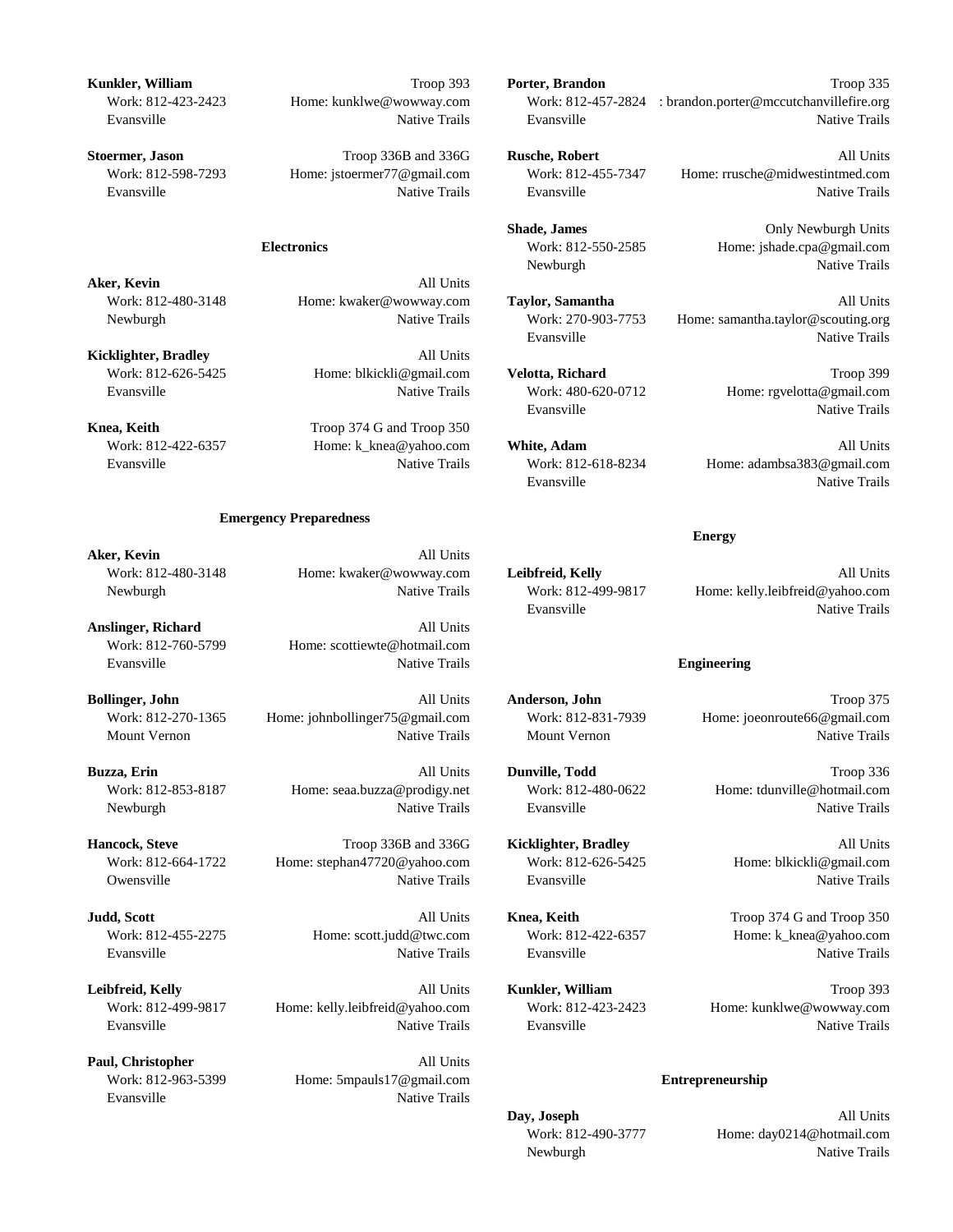**Kunkler, William** Troop 393
Work: 812-423-2423 Home: kunklwe@wowway.com
Evansville Native Trails

**Stoermer, Jason** Troop 336B and 336G
Work: 812-598-7293 Home: jstoermer77@gmail.com
Evansville Native Trails

### Electronics

**Aker, Kevin** All Units
Work: 812-480-3148 Home: kwaker@wowway.com
Newburgh Native Trails

**Kicklighter, Bradley** All Units
Work: 812-626-5425 Home: blkickli@gmail.com
Evansville Native Trails

**Knea, Keith** Troop 374 G and Troop 350
Work: 812-422-6357 Home: k_knea@yahoo.com
Evansville Native Trails

### Emergency Preparedness

**Aker, Kevin** All Units
Work: 812-480-3148 Home: kwaker@wowway.com
Newburgh Native Trails

**Anslinger, Richard** All Units
Work: 812-760-5799 Home: scottiewte@hotmail.com
Evansville Native Trails

**Bollinger, John** All Units
Work: 812-270-1365 Home: johnbollinger75@gmail.com
Mount Vernon Native Trails

**Buzza, Erin** All Units
Work: 812-853-8187 Home: seaa.buzza@prodigy.net
Newburgh Native Trails

**Hancock, Steve** Troop 336B and 336G
Work: 812-664-1722 Home: stephan47720@yahoo.com
Owensville Native Trails

**Judd, Scott** All Units
Work: 812-455-2275 Home: scott.judd@twc.com
Evansville Native Trails

**Leibfreid, Kelly** All Units
Work: 812-499-9817 Home: kelly.leibfreid@yahoo.com
Evansville Native Trails

**Paul, Christopher** All Units
Work: 812-963-5399 Home: 5mpauls17@gmail.com
Evansville Native Trails

**Porter, Brandon** Troop 335
Work: 812-457-2824 : brandon.porter@mccutchanvillefire.org
Evansville Native Trails

**Rusche, Robert** All Units
Work: 812-455-7347 Home: rrusche@midwestintmed.com
Evansville Native Trails

**Shade, James** Only Newburgh Units
Work: 812-550-2585 Home: jshade.cpa@gmail.com
Newburgh Native Trails

**Taylor, Samantha** All Units
Work: 270-903-7753 Home: samantha.taylor@scouting.org
Evansville Native Trails

**Velotta, Richard** Troop 399
Work: 480-620-0712 Home: rgvelotta@gmail.com
Evansville Native Trails

**White, Adam** All Units
Work: 812-618-8234 Home: adambsa383@gmail.com
Evansville Native Trails

### Energy

**Leibfreid, Kelly** All Units
Work: 812-499-9817 Home: kelly.leibfreid@yahoo.com
Evansville Native Trails

### Engineering

**Anderson, John** Troop 375
Work: 812-831-7939 Home: joeonroute66@gmail.com
Mount Vernon Native Trails

**Dunville, Todd** Troop 336
Work: 812-480-0622 Home: tdunville@hotmail.com
Evansville Native Trails

**Kicklighter, Bradley** All Units
Work: 812-626-5425 Home: blkickli@gmail.com
Evansville Native Trails

**Knea, Keith** Troop 374 G and Troop 350
Work: 812-422-6357 Home: k_knea@yahoo.com
Evansville Native Trails

**Kunkler, William** Troop 393
Work: 812-423-2423 Home: kunklwe@wowway.com
Evansville Native Trails

### Entrepreneurship

**Day, Joseph** All Units
Work: 812-490-3777 Home: day0214@hotmail.com
Newburgh Native Trails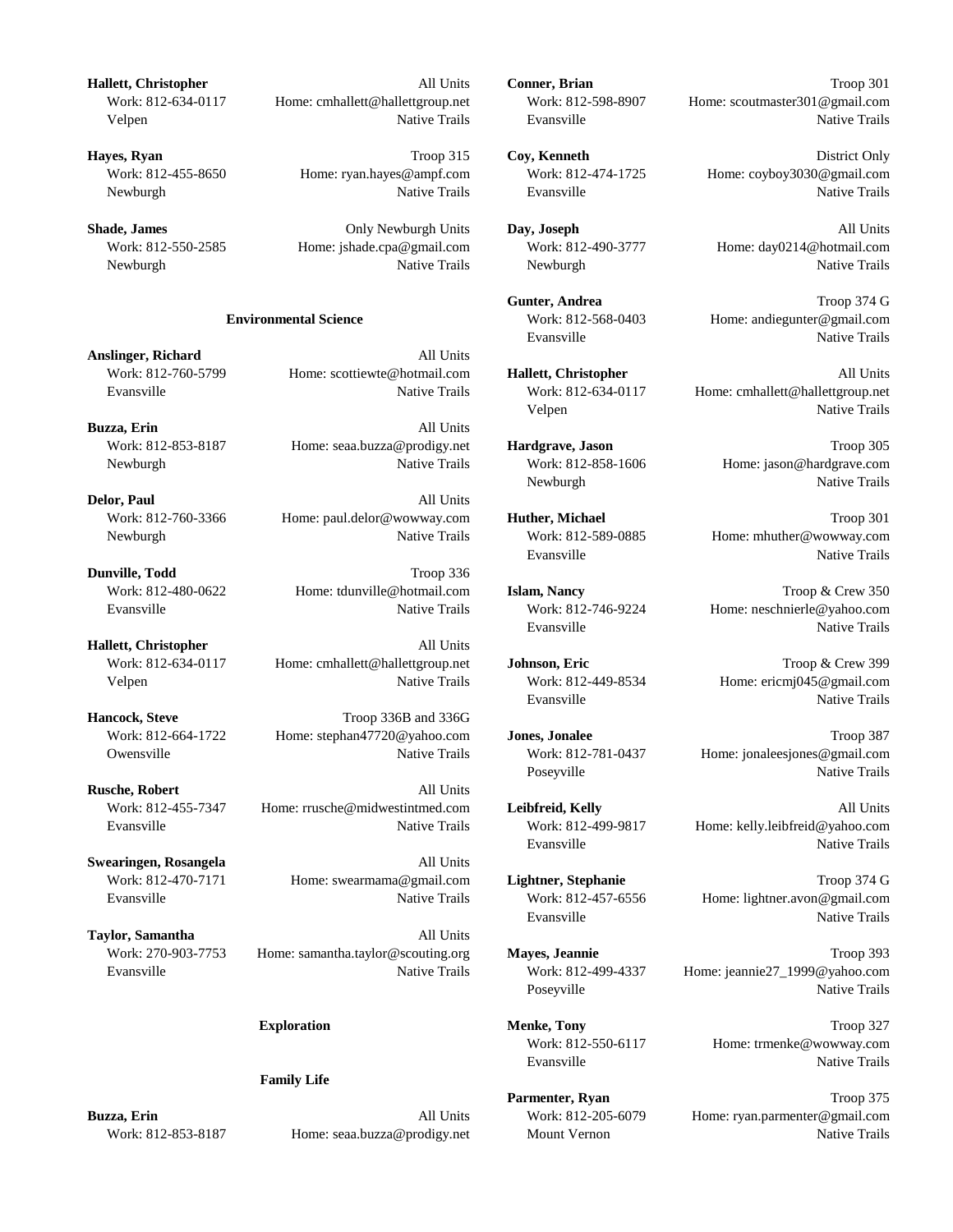**Hallett, Christopher** All Units
Work: 812-634-0117 Home: cmhallett@hallettgroup.net
Velpen Native Trails

**Hayes, Ryan** Troop 315
Work: 812-455-8650 Home: ryan.hayes@ampf.com
Newburgh Native Trails

**Shade, James** Only Newburgh Units
Work: 812-550-2585 Home: jshade.cpa@gmail.com
Newburgh Native Trails

### Environmental Science

**Anslinger, Richard** All Units
Work: 812-760-5799 Home: scottiewte@hotmail.com
Evansville Native Trails

**Buzza, Erin** All Units
Work: 812-853-8187 Home: seaa.buzza@prodigy.net
Newburgh Native Trails

**Delor, Paul** All Units
Work: 812-760-3366 Home: paul.delor@wowway.com
Newburgh Native Trails

**Dunville, Todd** Troop 336
Work: 812-480-0622 Home: tdunville@hotmail.com
Evansville Native Trails

**Hallett, Christopher** All Units
Work: 812-634-0117 Home: cmhallett@hallettgroup.net
Velpen Native Trails

**Hancock, Steve** Troop 336B and 336G
Work: 812-664-1722 Home: stephan47720@yahoo.com
Owensville Native Trails

**Rusche, Robert** All Units
Work: 812-455-7347 Home: rrusche@midwestintmed.com
Evansville Native Trails

**Swearingen, Rosangela** All Units
Work: 812-470-7171 Home: swearmama@gmail.com
Evansville Native Trails

**Taylor, Samantha** All Units
Work: 270-903-7753 Home: samantha.taylor@scouting.org
Evansville Native Trails

### Exploration

### Family Life

**Buzza, Erin** All Units
Work: 812-853-8187 Home: seaa.buzza@prodigy.net

**Conner, Brian** Troop 301
Work: 812-598-8907 Home: scoutmaster301@gmail.com
Evansville Native Trails

**Coy, Kenneth** District Only
Work: 812-474-1725 Home: coyboy3030@gmail.com
Evansville Native Trails

**Day, Joseph** All Units
Work: 812-490-3777 Home: day0214@hotmail.com
Newburgh Native Trails

**Gunter, Andrea** Troop 374 G
Work: 812-568-0403 Home: andiegunter@gmail.com
Evansville Native Trails

**Hallett, Christopher** All Units
Work: 812-634-0117 Home: cmhallett@hallettgroup.net
Velpen Native Trails

**Hardgrave, Jason** Troop 305
Work: 812-858-1606 Home: jason@hardgrave.com
Newburgh Native Trails

**Huther, Michael** Troop 301
Work: 812-589-0885 Home: mhuther@wowway.com
Evansville Native Trails

**Islam, Nancy** Troop & Crew 350
Work: 812-746-9224 Home: neschnierle@yahoo.com
Evansville Native Trails

**Johnson, Eric** Troop & Crew 399
Work: 812-449-8534 Home: ericmj045@gmail.com
Evansville Native Trails

**Jones, Jonalee** Troop 387
Work: 812-781-0437 Home: jonaleesjones@gmail.com
Poseyville Native Trails

**Leibfreid, Kelly** All Units
Work: 812-499-9817 Home: kelly.leibfreid@yahoo.com
Evansville Native Trails

**Lightner, Stephanie** Troop 374 G
Work: 812-457-6556 Home: lightner.avon@gmail.com
Evansville Native Trails

**Mayes, Jeannie** Troop 393
Work: 812-499-4337 Home: jeannie27_1999@yahoo.com
Poseyville Native Trails

**Menke, Tony** Troop 327
Work: 812-550-6117 Home: trmenke@wowway.com
Evansville Native Trails

**Parmenter, Ryan** Troop 375
Work: 812-205-6079 Home: ryan.parmenter@gmail.com
Mount Vernon Native Trails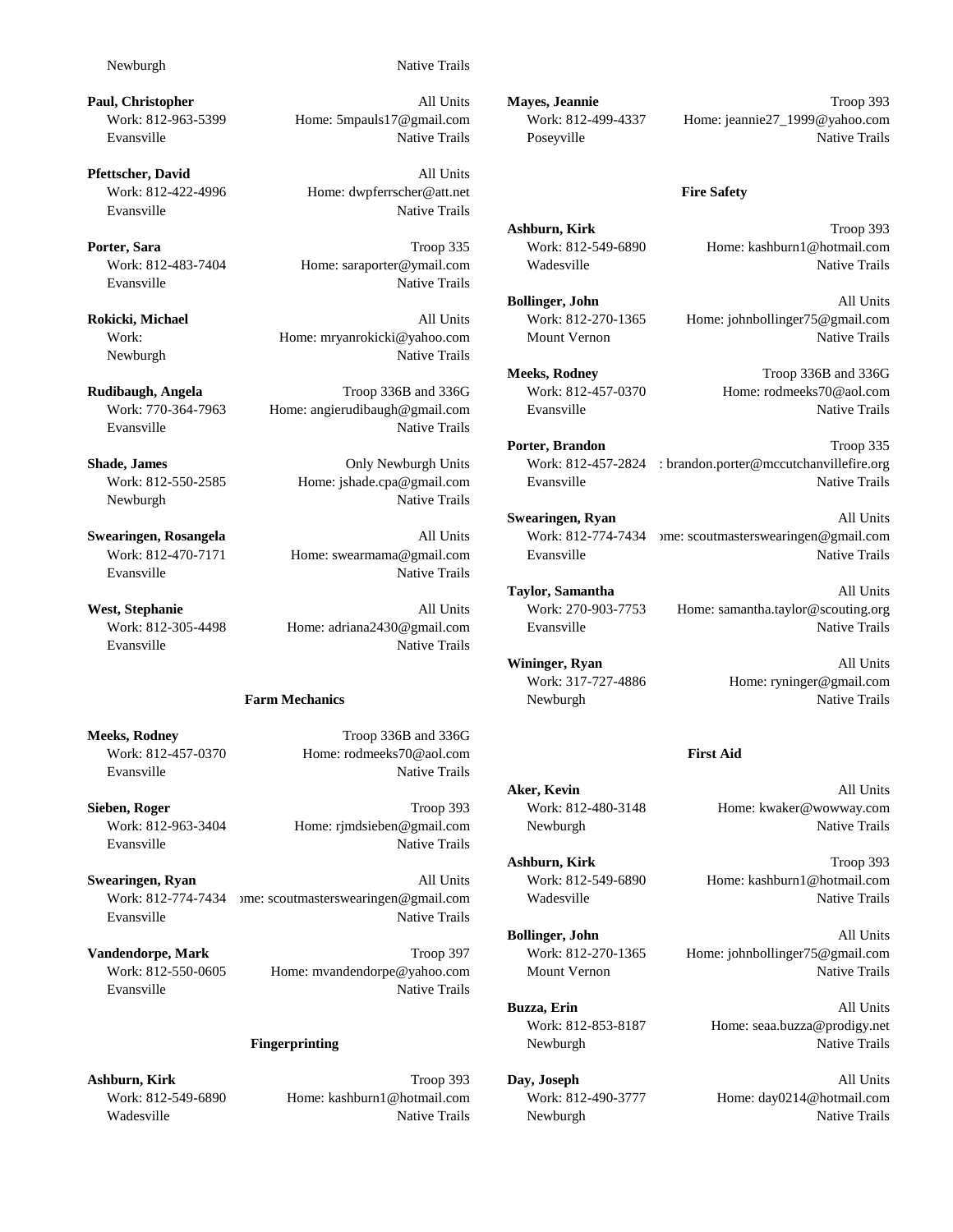Newburgh Native Trails

**Paul, Christopher** All Units
Work: 812-963-5399 Home: 5mpauls17@gmail.com
Evansville Native Trails

**Pfettscher, David** All Units
Work: 812-422-4996 Home: dwpferrscher@att.net
Evansville Native Trails

**Porter, Sara** Troop 335
Work: 812-483-7404 Home: saraporter@ymail.com
Evansville Native Trails

**Rokicki, Michael** All Units
Work: Home: mryanrokicki@yahoo.com
Newburgh Native Trails

**Rudibaugh, Angela** Troop 336B and 336G
Work: 770-364-7963 Home: angierudibaugh@gmail.com
Evansville Native Trails

**Shade, James** Only Newburgh Units
Work: 812-550-2585 Home: jshade.cpa@gmail.com
Newburgh Native Trails

**Swearingen, Rosangela** All Units
Work: 812-470-7171 Home: swearmama@gmail.com
Evansville Native Trails

**West, Stephanie** All Units
Work: 812-305-4498 Home: adriana2430@gmail.com
Evansville Native Trails

### Farm Mechanics

**Meeks, Rodney** Troop 336B and 336G
Work: 812-457-0370 Home: rodmeeks70@aol.com
Evansville Native Trails

**Sieben, Roger** Troop 393
Work: 812-963-3404 Home: rjmdsieben@gmail.com
Evansville Native Trails

**Swearingen, Ryan** All Units
Work: 812-774-7434 ome: scoutmasterswearingen@gmail.com
Evansville Native Trails

**Vandendorpe, Mark** Troop 397
Work: 812-550-0605 Home: mvandendorpe@yahoo.com
Evansville Native Trails

### Fingerprinting

**Ashburn, Kirk** Troop 393
Work: 812-549-6890 Home: kashburn1@hotmail.com
Wadesville Native Trails

**Mayes, Jeannie** Troop 393
Work: 812-499-4337 Home: jeannie27_1999@yahoo.com
Poseyville Native Trails

### Fire Safety

**Ashburn, Kirk** Troop 393
Work: 812-549-6890 Home: kashburn1@hotmail.com
Wadesville Native Trails

**Bollinger, John** All Units
Work: 812-270-1365 Home: johnbollinger75@gmail.com
Mount Vernon Native Trails

**Meeks, Rodney** Troop 336B and 336G
Work: 812-457-0370 Home: rodmeeks70@aol.com
Evansville Native Trails

**Porter, Brandon** Troop 335
Work: 812-457-2824 : brandon.porter@mccutchanvillefire.org
Evansville Native Trails

**Swearingen, Ryan** All Units
Work: 812-774-7434 ome: scoutmasterswearingen@gmail.com
Evansville Native Trails

**Taylor, Samantha** All Units
Work: 270-903-7753 Home: samantha.taylor@scouting.org
Evansville Native Trails

**Wininger, Ryan** All Units
Work: 317-727-4886 Home: ryninger@gmail.com
Newburgh Native Trails

### First Aid

**Aker, Kevin** All Units
Work: 812-480-3148 Home: kwaker@wowway.com
Newburgh Native Trails

**Ashburn, Kirk** Troop 393
Work: 812-549-6890 Home: kashburn1@hotmail.com
Wadesville Native Trails

**Bollinger, John** All Units
Work: 812-270-1365 Home: johnbollinger75@gmail.com
Mount Vernon Native Trails

**Buzza, Erin** All Units
Work: 812-853-8187 Home: seaa.buzza@prodigy.net
Newburgh Native Trails

**Day, Joseph** All Units
Work: 812-490-3777 Home: day0214@hotmail.com
Newburgh Native Trails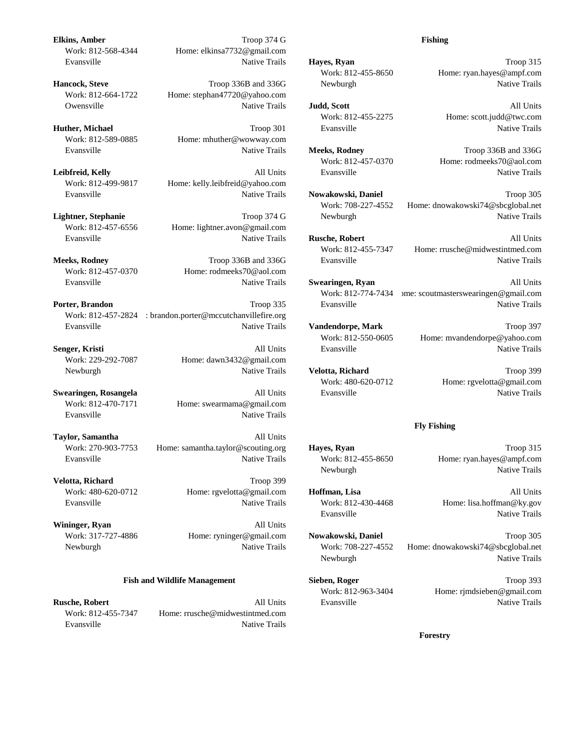**Elkins, Amber** Troop 374 G
Work: 812-568-4344 Home: elkinsa7732@gmail.com
Evansville Native Trails

**Hancock, Steve** Troop 336B and 336G
Work: 812-664-1722 Home: stephan47720@yahoo.com
Owensville Native Trails

**Huther, Michael** Troop 301
Work: 812-589-0885 Home: mhuther@wowway.com
Evansville Native Trails

**Leibfreid, Kelly** All Units
Work: 812-499-9817 Home: kelly.leibfreid@yahoo.com
Evansville Native Trails

**Lightner, Stephanie** Troop 374 G
Work: 812-457-6556 Home: lightner.avon@gmail.com
Evansville Native Trails

**Meeks, Rodney** Troop 336B and 336G
Work: 812-457-0370 Home: rodmeeks70@aol.com
Evansville Native Trails

**Porter, Brandon** Troop 335
Work: 812-457-2824 : brandon.porter@mccutchanvillefire.org
Evansville Native Trails

**Senger, Kristi** All Units
Work: 229-292-7087 Home: dawn3432@gmail.com
Newburgh Native Trails

**Swearingen, Rosangela** All Units
Work: 812-470-7171 Home: swearmama@gmail.com
Evansville Native Trails

**Taylor, Samantha** All Units
Work: 270-903-7753 Home: samantha.taylor@scouting.org
Evansville Native Trails

**Velotta, Richard** Troop 399
Work: 480-620-0712 Home: rgvelotta@gmail.com
Evansville Native Trails

**Wininger, Ryan** All Units
Work: 317-727-4886 Home: ryninger@gmail.com
Newburgh Native Trails

## Fish and Wildlife Management

**Rusche, Robert** All Units
Work: 812-455-7347 Home: rrusche@midwestintmed.com
Evansville Native Trails

## Fishing

**Hayes, Ryan** Troop 315
Work: 812-455-8650 Home: ryan.hayes@ampf.com
Newburgh Native Trails

**Judd, Scott** All Units
Work: 812-455-2275 Home: scott.judd@twc.com
Evansville Native Trails

**Meeks, Rodney** Troop 336B and 336G
Work: 812-457-0370 Home: rodmeeks70@aol.com
Evansville Native Trails

**Nowakowski, Daniel** Troop 305
Work: 708-227-4552 Home: dnowakowski74@sbcglobal.net
Newburgh Native Trails

**Rusche, Robert** All Units
Work: 812-455-7347 Home: rrusche@midwestintmed.com
Evansville Native Trails

**Swearingen, Ryan** All Units
Work: 812-774-7434 ome: scoutmasterswearingen@gmail.com
Evansville Native Trails

**Vandendorpe, Mark** Troop 397
Work: 812-550-0605 Home: mvandendorpe@yahoo.com
Evansville Native Trails

**Velotta, Richard** Troop 399
Work: 480-620-0712 Home: rgvelotta@gmail.com
Evansville Native Trails

## Fly Fishing

**Hayes, Ryan** Troop 315
Work: 812-455-8650 Home: ryan.hayes@ampf.com
Newburgh Native Trails

**Hoffman, Lisa** All Units
Work: 812-430-4468 Home: lisa.hoffman@ky.gov
Evansville Native Trails

**Nowakowski, Daniel** Troop 305
Work: 708-227-4552 Home: dnowakowski74@sbcglobal.net
Newburgh Native Trails

**Sieben, Roger** Troop 393
Work: 812-963-3404 Home: rjmdsieben@gmail.com
Evansville Native Trails

## Forestry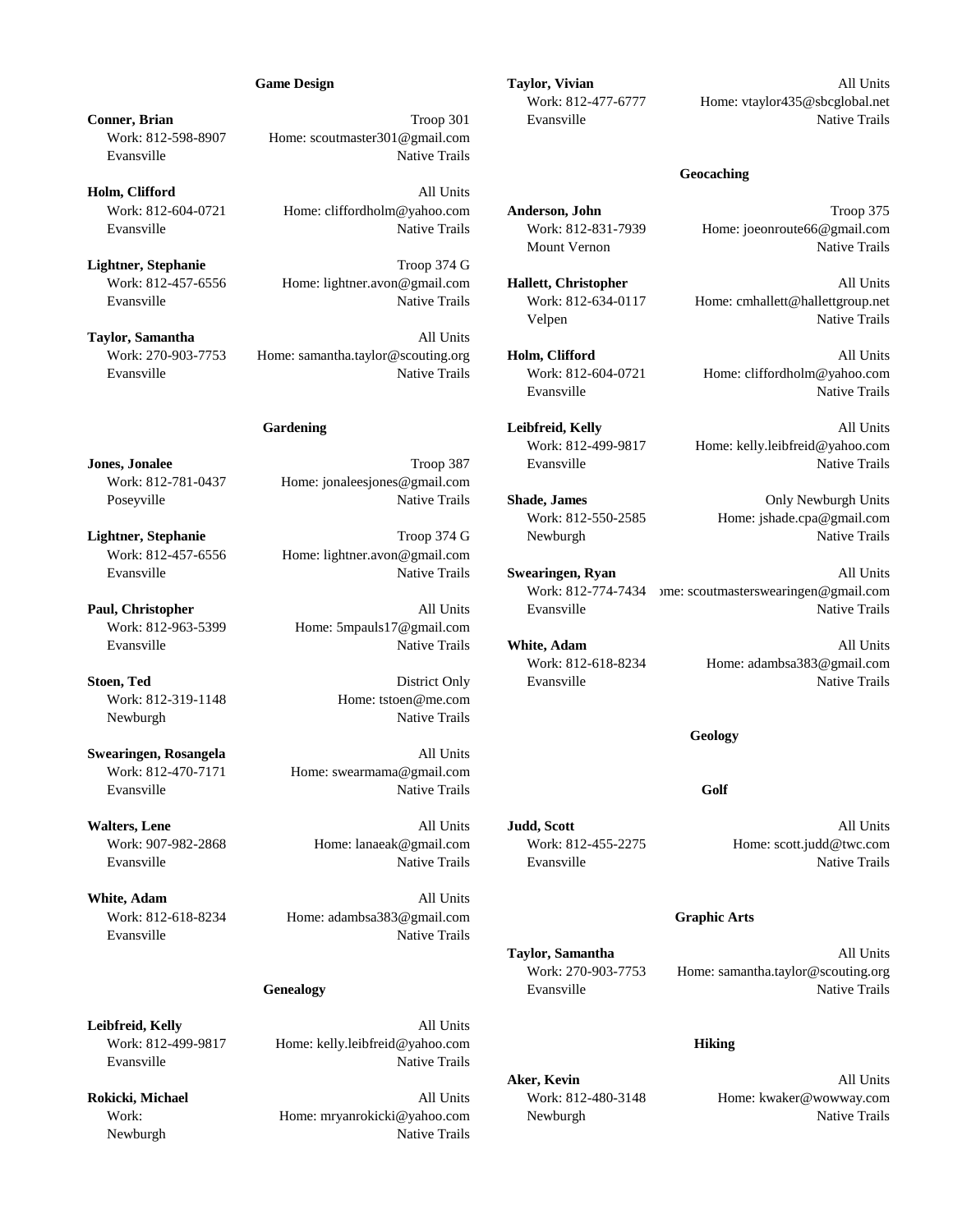### Game Design

**Conner, Brian** Troop 301
Work: 812-598-8907 Home: scoutmaster301@gmail.com
Evansville Native Trails

**Holm, Clifford** All Units
Work: 812-604-0721 Home: cliffordholm@yahoo.com
Evansville Native Trails

**Lightner, Stephanie** Troop 374 G
Work: 812-457-6556 Home: lightner.avon@gmail.com
Evansville Native Trails

**Taylor, Samantha** All Units
Work: 270-903-7753 Home: samantha.taylor@scouting.org
Evansville Native Trails

### Gardening

**Jones, Jonalee** Troop 387
Work: 812-781-0437 Home: jonaleesjones@gmail.com
Poseyville Native Trails

**Lightner, Stephanie** Troop 374 G
Work: 812-457-6556 Home: lightner.avon@gmail.com
Evansville Native Trails

**Paul, Christopher** All Units
Work: 812-963-5399 Home: 5mpauls17@gmail.com
Evansville Native Trails

**Stoen, Ted** District Only
Work: 812-319-1148 Home: tstoen@me.com
Newburgh Native Trails

**Swearingen, Rosangela** All Units
Work: 812-470-7171 Home: swearmama@gmail.com
Evansville Native Trails

**Walters, Lene** All Units
Work: 907-982-2868 Home: lanaeak@gmail.com
Evansville Native Trails

**White, Adam** All Units
Work: 812-618-8234 Home: adambsa383@gmail.com
Evansville Native Trails

### Genealogy

**Leibfreid, Kelly** All Units
Work: 812-499-9817 Home: kelly.leibfreid@yahoo.com
Evansville Native Trails

**Rokicki, Michael** All Units
Work: Home: mryanrokicki@yahoo.com
Newburgh Native Trails

**Taylor, Vivian** All Units
Work: 812-477-6777 Home: vtaylor435@sbcglobal.net
Evansville Native Trails

### Geocaching

**Anderson, John** Troop 375
Work: 812-831-7939 Home: joeonroute66@gmail.com
Mount Vernon Native Trails

**Hallett, Christopher** All Units
Work: 812-634-0117 Home: cmhallett@hallettgroup.net
Velpen Native Trails

**Holm, Clifford** All Units
Work: 812-604-0721 Home: cliffordholm@yahoo.com
Evansville Native Trails

**Leibfreid, Kelly** All Units
Work: 812-499-9817 Home: kelly.leibfreid@yahoo.com
Evansville Native Trails

**Shade, James** Only Newburgh Units
Work: 812-550-2585 Home: jshade.cpa@gmail.com
Newburgh Native Trails

**Swearingen, Ryan** All Units
Work: 812-774-7434 Home: scoutmasterswearingen@gmail.com
Evansville Native Trails

**White, Adam** All Units
Work: 812-618-8234 Home: adambsa383@gmail.com
Evansville Native Trails

### Geology

### Golf

**Judd, Scott** All Units
Work: 812-455-2275 Home: scott.judd@twc.com
Evansville Native Trails

### Graphic Arts

**Taylor, Samantha** All Units
Work: 270-903-7753 Home: samantha.taylor@scouting.org
Evansville Native Trails

### Hiking

**Aker, Kevin** All Units
Work: 812-480-3148 Home: kwaker@wowway.com
Newburgh Native Trails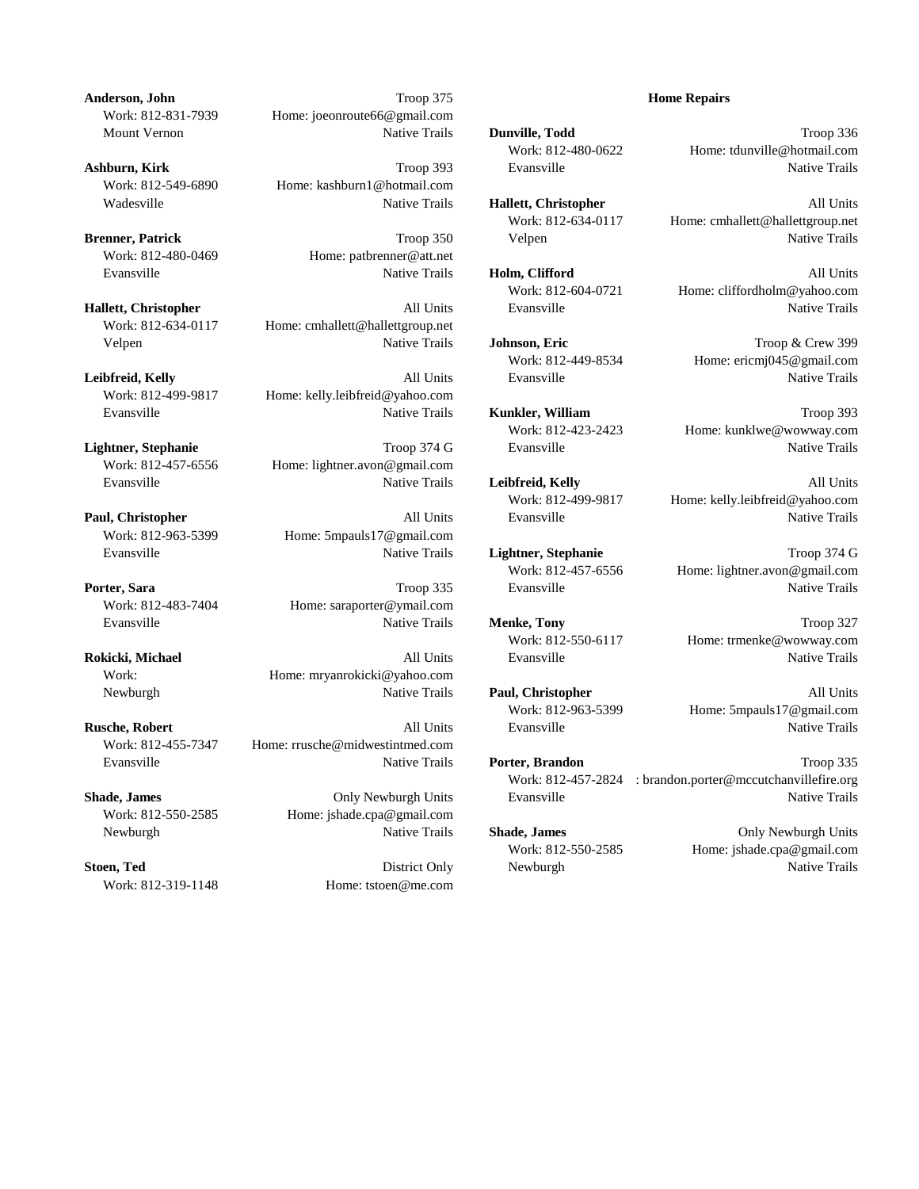**Anderson, John** Troop 375
Work: 812-831-7939 Home: joeonroute66@gmail.com
Mount Vernon Native Trails

**Ashburn, Kirk** Troop 393
Work: 812-549-6890 Home: kashburn1@hotmail.com
Wadesville Native Trails

**Brenner, Patrick** Troop 350
Work: 812-480-0469 Home: patbrenner@att.net
Evansville Native Trails

**Hallett, Christopher** All Units
Work: 812-634-0117 Home: cmhallett@hallettgroup.net
Velpen Native Trails

**Leibfreid, Kelly** All Units
Work: 812-499-9817 Home: kelly.leibfreid@yahoo.com
Evansville Native Trails

**Lightner, Stephanie** Troop 374 G
Work: 812-457-6556 Home: lightner.avon@gmail.com
Evansville Native Trails

**Paul, Christopher** All Units
Work: 812-963-5399 Home: 5mpauls17@gmail.com
Evansville Native Trails

**Porter, Sara** Troop 335
Work: 812-483-7404 Home: saraporter@ymail.com
Evansville Native Trails

**Rokicki, Michael** All Units
Work: Home: mryanrokicki@yahoo.com
Newburgh Native Trails

**Rusche, Robert** All Units
Work: 812-455-7347 Home: rrusche@midwestintmed.com
Evansville Native Trails

**Shade, James** Only Newburgh Units
Work: 812-550-2585 Home: jshade.cpa@gmail.com
Newburgh Native Trails

**Stoen, Ted** District Only
Work: 812-319-1148 Home: tstoen@me.com

**Home Repairs**

**Dunville, Todd** Troop 336
Work: 812-480-0622 Home: tdunville@hotmail.com
Evansville Native Trails

**Hallett, Christopher** All Units
Work: 812-634-0117 Home: cmhallett@hallettgroup.net
Velpen Native Trails

**Holm, Clifford** All Units
Work: 812-604-0721 Home: cliffordholm@yahoo.com
Evansville Native Trails

**Johnson, Eric** Troop & Crew 399
Work: 812-449-8534 Home: ericmj045@gmail.com
Evansville Native Trails

**Kunkler, William** Troop 393
Work: 812-423-2423 Home: kunklwe@wowway.com
Evansville Native Trails

**Leibfreid, Kelly** All Units
Work: 812-499-9817 Home: kelly.leibfreid@yahoo.com
Evansville Native Trails

**Lightner, Stephanie** Troop 374 G
Work: 812-457-6556 Home: lightner.avon@gmail.com
Evansville Native Trails

**Menke, Tony** Troop 327
Work: 812-550-6117 Home: trmenke@wowway.com
Evansville Native Trails

**Paul, Christopher** All Units
Work: 812-963-5399 Home: 5mpauls17@gmail.com
Evansville Native Trails

**Porter, Brandon** Troop 335
Work: 812-457-2824 : brandon.porter@mccutchanvillefire.org
Evansville Native Trails

**Shade, James** Only Newburgh Units
Work: 812-550-2585 Home: jshade.cpa@gmail.com
Newburgh Native Trails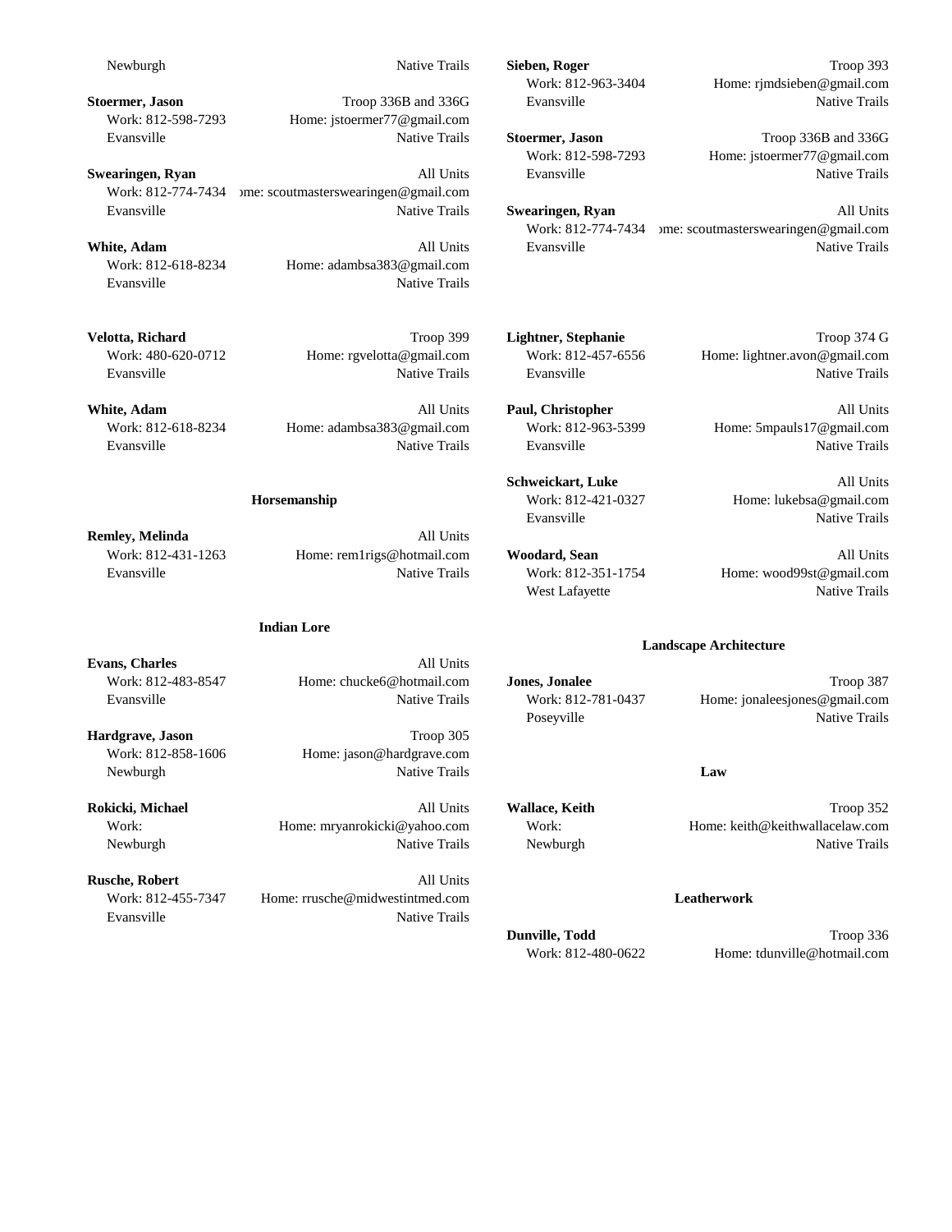Newburgh    Native Trails

**Stoermer, Jason**    Troop 336B and 336G
Work: 812-598-7293    Home: jstoermer77@gmail.com
Evansville    Native Trails

**Swearingen, Ryan**    All Units
Work: 812-774-7434    ome: scoutmasterswearingen@gmail.com
Evansville    Native Trails

**White, Adam**    All Units
Work: 812-618-8234    Home: adambsa383@gmail.com
Evansville    Native Trails

**Velotta, Richard**    Troop 399
Work: 480-620-0712    Home: rgvelotta@gmail.com
Evansville    Native Trails

**White, Adam**    All Units
Work: 812-618-8234    Home: adambsa383@gmail.com
Evansville    Native Trails

### Horsemanship

**Remley, Melinda**    All Units
Work: 812-431-1263    Home: rem1rigs@hotmail.com
Evansville    Native Trails

### Indian Lore

**Evans, Charles**    All Units
Work: 812-483-8547    Home: chucke6@hotmail.com
Evansville    Native Trails

**Hardgrave, Jason**    Troop 305
Work: 812-858-1606    Home: jason@hardgrave.com
Newburgh    Native Trails

**Rokicki, Michael**    All Units
Work:    Home: mryanrokicki@yahoo.com
Newburgh    Native Trails

**Rusche, Robert**    All Units
Work: 812-455-7347    Home: rrusche@midwestintmed.com
Evansville    Native Trails

**Sieben, Roger**    Troop 393
Work: 812-963-3404    Home: rjmdsieben@gmail.com
Evansville    Native Trails

**Stoermer, Jason**    Troop 336B and 336G
Work: 812-598-7293    Home: jstoermer77@gmail.com
Evansville    Native Trails

**Swearingen, Ryan**    All Units
Work: 812-774-7434    ome: scoutmasterswearingen@gmail.com
Evansville    Native Trails

**Lightner, Stephanie**    Troop 374 G
Work: 812-457-6556    Home: lightner.avon@gmail.com
Evansville    Native Trails

**Paul, Christopher**    All Units
Work: 812-963-5399    Home: 5mpauls17@gmail.com
Evansville    Native Trails

**Schweickart, Luke**    All Units
Work: 812-421-0327    Home: lukebsa@gmail.com
Evansville    Native Trails

**Woodard, Sean**    All Units
Work: 812-351-1754    Home: wood99st@gmail.com
West Lafayette    Native Trails

### Landscape Architecture

**Jones, Jonalee**    Troop 387
Work: 812-781-0437    Home: jonaleesjones@gmail.com
Poseyville    Native Trails

### Law

**Wallace, Keith**    Troop 352
Work:    Home: keith@keithwallacelaw.com
Newburgh    Native Trails

### Leatherwork

**Dunville, Todd**    Troop 336
Work: 812-480-0622    Home: tdunville@hotmail.com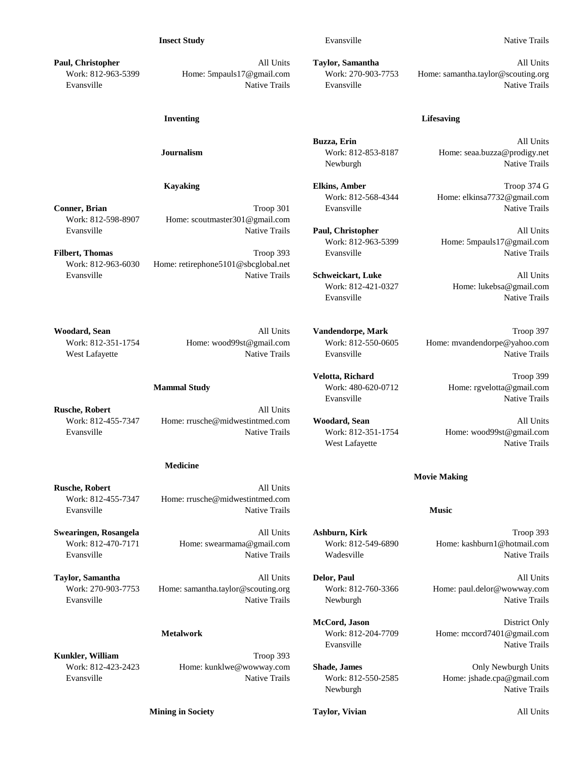### Insect Study

**Paul, Christopher** — All Units
Work: 812-963-5399 — Home: 5mpauls17@gmail.com
Evansville — Native Trails

### Inventing

### Journalism

### Kayaking

**Conner, Brian** — Troop 301
Work: 812-598-8907 — Home: scoutmaster301@gmail.com
Evansville — Native Trails

**Filbert, Thomas** — Troop 393
Work: 812-963-6030 — Home: retirephone5101@sbcglobal.net
Evansville — Native Trails

**Woodard, Sean** — All Units
Work: 812-351-1754 — Home: wood99st@gmail.com
West Lafayette — Native Trails

### Mammal Study

**Rusche, Robert** — All Units
Work: 812-455-7347 — Home: rrusche@midwestintmed.com
Evansville — Native Trails

### Medicine

**Rusche, Robert** — All Units
Work: 812-455-7347 — Home: rrusche@midwestintmed.com
Evansville — Native Trails

**Swearingen, Rosangela** — All Units
Work: 812-470-7171 — Home: swearmama@gmail.com
Evansville — Native Trails

**Taylor, Samantha** — All Units
Work: 270-903-7753 — Home: samantha.taylor@scouting.org
Evansville — Native Trails

### Metalwork

**Kunkler, William** — Troop 393
Work: 812-423-2423 — Home: kunklwe@wowway.com
Evansville — Native Trails

### Mining in Society

Evansville — Native Trails

**Taylor, Samantha** — All Units
Work: 270-903-7753 — Home: samantha.taylor@scouting.org
Evansville — Native Trails

### Lifesaving

**Buzza, Erin** — All Units
Work: 812-853-8187 — Home: seaa.buzza@prodigy.net
Newburgh — Native Trails

**Elkins, Amber** — Troop 374 G
Work: 812-568-4344 — Home: elkinsa7732@gmail.com
Evansville — Native Trails

**Paul, Christopher** — All Units
Work: 812-963-5399 — Home: 5mpauls17@gmail.com
Evansville — Native Trails

**Schweickart, Luke** — All Units
Work: 812-421-0327 — Home: lukebsa@gmail.com
Evansville — Native Trails

**Vandendorpe, Mark** — Troop 397
Work: 812-550-0605 — Home: mvandendorpe@yahoo.com
Evansville — Native Trails

**Velotta, Richard** — Troop 399
Work: 480-620-0712 — Home: rgvelotta@gmail.com
Evansville — Native Trails

**Woodard, Sean** — All Units
Work: 812-351-1754 — Home: wood99st@gmail.com
West Lafayette — Native Trails

### Movie Making

### Music

**Ashburn, Kirk** — Troop 393
Work: 812-549-6890 — Home: kashburn1@hotmail.com
Wadesville — Native Trails

**Delor, Paul** — All Units
Work: 812-760-3366 — Home: paul.delor@wowway.com
Newburgh — Native Trails

**McCord, Jason** — District Only
Work: 812-204-7709 — Home: mccord7401@gmail.com
Evansville — Native Trails

**Shade, James** — Only Newburgh Units
Work: 812-550-2585 — Home: jshade.cpa@gmail.com
Newburgh — Native Trails

**Taylor, Vivian** — All Units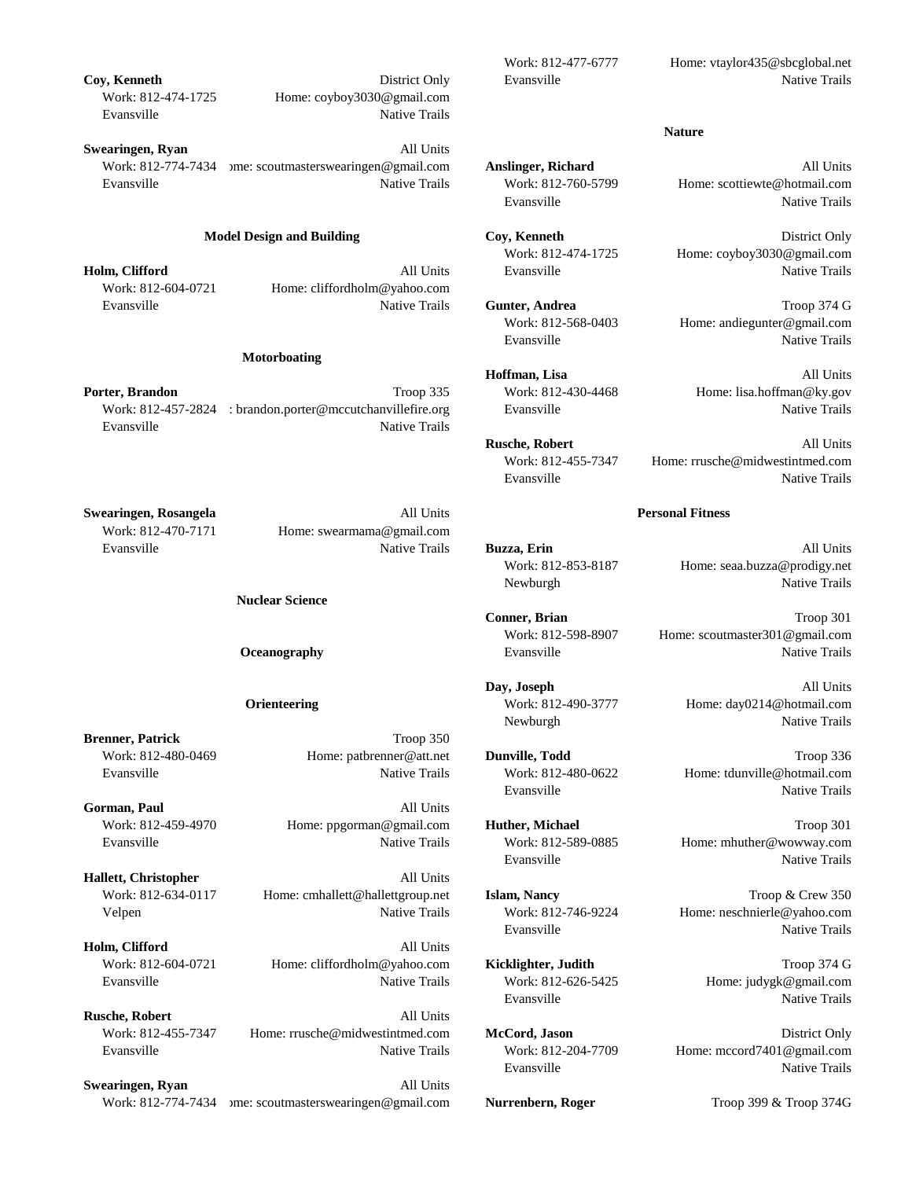**Coy, Kenneth** District Only
Work: 812-474-1725 Home: coyboy3030@gmail.com
Evansville Native Trails

**Swearingen, Ryan** All Units
Work: 812-774-7434 ›me: scoutmasterswearingen@gmail.com
Evansville Native Trails

### Model Design and Building

**Holm, Clifford** All Units
Work: 812-604-0721 Home: cliffordholm@yahoo.com
Evansville Native Trails

### Motorboating

**Porter, Brandon** Troop 335
Work: 812-457-2824 : brandon.porter@mccutchanvillefire.org
Evansville Native Trails

**Swearingen, Rosangela** All Units
Work: 812-470-7171 Home: swearmama@gmail.com
Evansville Native Trails

### Nuclear Science

### Oceanography

### Orienteering

**Brenner, Patrick** Troop 350
Work: 812-480-0469 Home: patbrenner@att.net
Evansville Native Trails

**Gorman, Paul** All Units
Work: 812-459-4970 Home: ppgorman@gmail.com
Evansville Native Trails

**Hallett, Christopher** All Units
Work: 812-634-0117 Home: cmhallett@hallettgroup.net
Velpen Native Trails

**Holm, Clifford** All Units
Work: 812-604-0721 Home: cliffordholm@yahoo.com
Evansville Native Trails

**Rusche, Robert** All Units
Work: 812-455-7347 Home: rrusche@midwestintmed.com
Evansville Native Trails

**Swearingen, Ryan** All Units
Work: 812-774-7434 ›me: scoutmasterswearingen@gmail.com

Work: 812-477-6777 Home: vtaylor435@sbcglobal.net
Evansville Native Trails

### Nature

**Anslinger, Richard** All Units
Work: 812-760-5799 Home: scottiewte@hotmail.com
Evansville Native Trails

**Coy, Kenneth** District Only
Work: 812-474-1725 Home: coyboy3030@gmail.com
Evansville Native Trails

**Gunter, Andrea** Troop 374 G
Work: 812-568-0403 Home: andiegunter@gmail.com
Evansville Native Trails

**Hoffman, Lisa** All Units
Work: 812-430-4468 Home: lisa.hoffman@ky.gov
Evansville Native Trails

**Rusche, Robert** All Units
Work: 812-455-7347 Home: rrusche@midwestintmed.com
Evansville Native Trails

### Personal Fitness

**Buzza, Erin** All Units
Work: 812-853-8187 Home: seaa.buzza@prodigy.net
Newburgh Native Trails

**Conner, Brian** Troop 301
Work: 812-598-8907 Home: scoutmaster301@gmail.com
Evansville Native Trails

**Day, Joseph** All Units
Work: 812-490-3777 Home: day0214@hotmail.com
Newburgh Native Trails

**Dunville, Todd** Troop 336
Work: 812-480-0622 Home: tdunville@hotmail.com
Evansville Native Trails

**Huther, Michael** Troop 301
Work: 812-589-0885 Home: mhuther@wowway.com
Evansville Native Trails

**Islam, Nancy** Troop & Crew 350
Work: 812-746-9224 Home: neschnierle@yahoo.com
Evansville Native Trails

**Kicklighter, Judith** Troop 374 G
Work: 812-626-5425 Home: judygk@gmail.com
Evansville Native Trails

**McCord, Jason** District Only
Work: 812-204-7709 Home: mccord7401@gmail.com
Evansville Native Trails

**Nurrenbern, Roger** Troop 399 & Troop 374G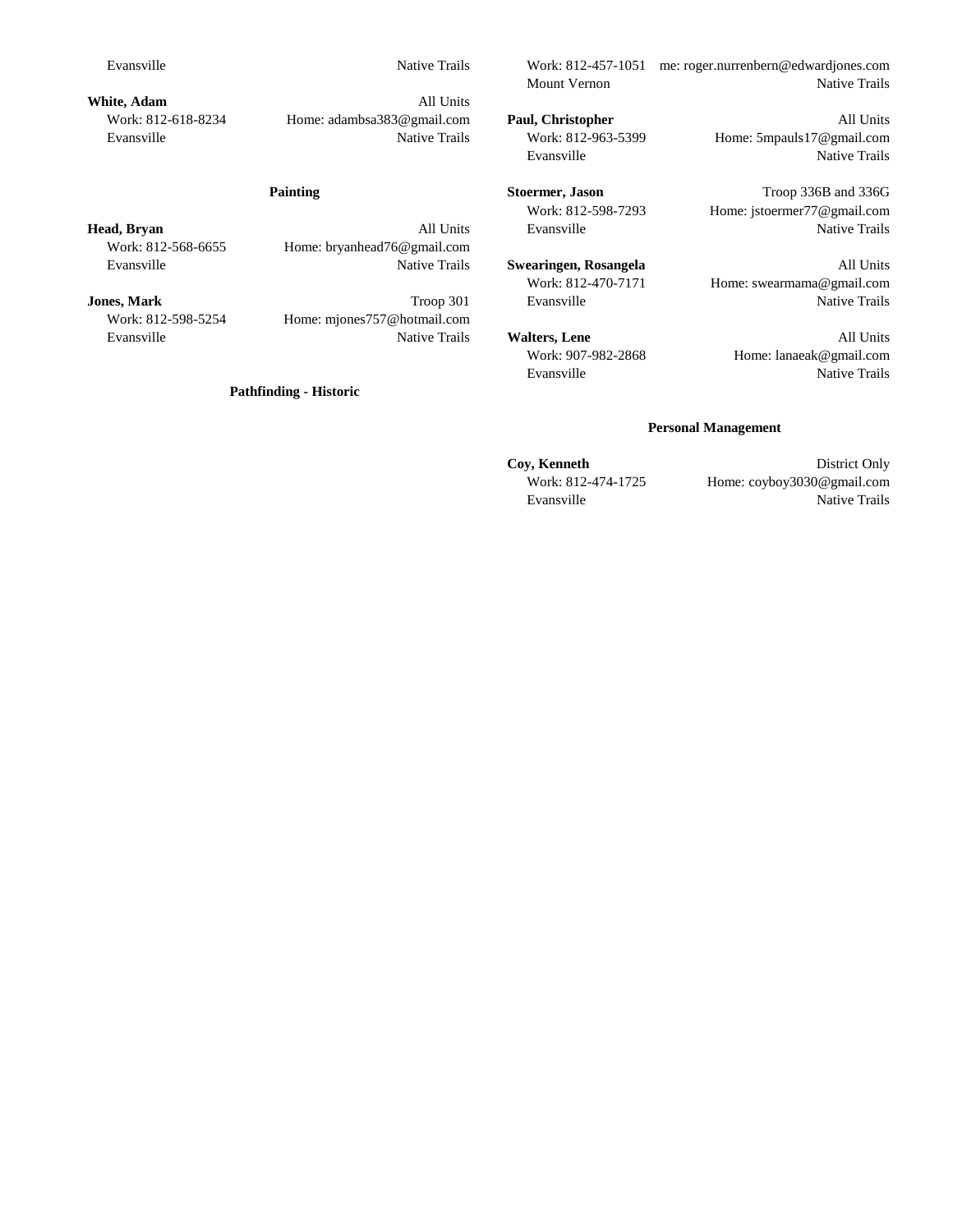Evansville Native Trails

**White, Adam** All Units
Work: 812-618-8234 Home: adambsa383@gmail.com
Evansville Native Trails

**Painting**

**Head, Bryan** All Units
Work: 812-568-6655 Home: bryanhead76@gmail.com
Evansville Native Trails

**Jones, Mark** Troop 301
Work: 812-598-5254 Home: mjones757@hotmail.com
Evansville Native Trails

**Pathfinding - Historic**

Work: 812-457-1051 me: roger.nurrenbern@edwardjones.com
Mount Vernon Native Trails

**Paul, Christopher** All Units
Work: 812-963-5399 Home: 5mpauls17@gmail.com
Evansville Native Trails

**Stoermer, Jason** Troop 336B and 336G
Work: 812-598-7293 Home: jstoermer77@gmail.com
Evansville Native Trails

**Swearingen, Rosangela** All Units
Work: 812-470-7171 Home: swearmama@gmail.com
Evansville Native Trails

**Walters, Lene** All Units
Work: 907-982-2868 Home: lanaeak@gmail.com
Evansville Native Trails

**Personal Management**

**Coy, Kenneth** District Only
Work: 812-474-1725 Home: coyboy3030@gmail.com
Evansville Native Trails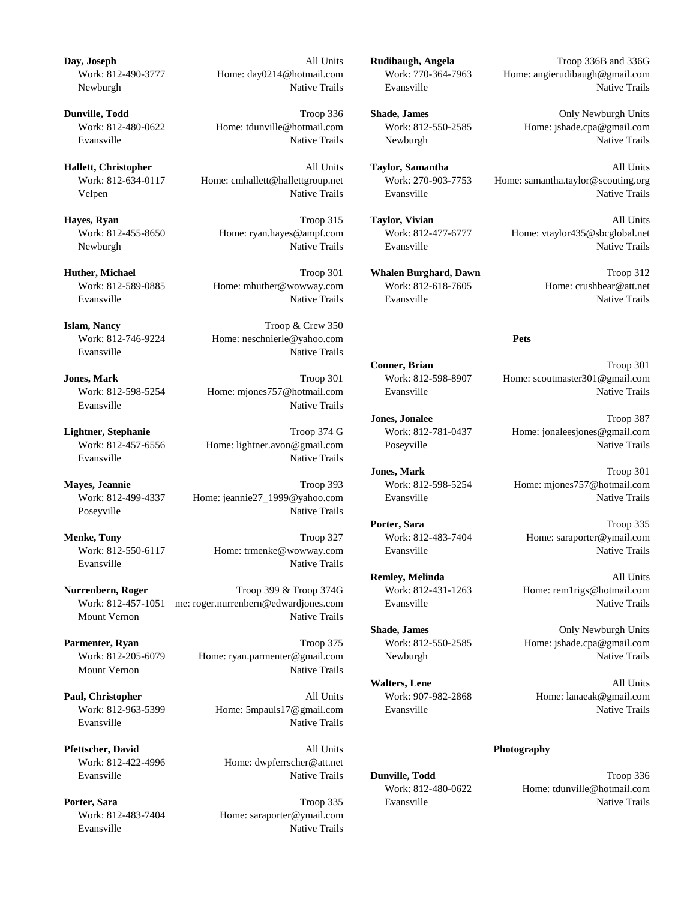**Day, Joseph** All Units
Work: 812-490-3777 Home: day0214@hotmail.com
Newburgh Native Trails

**Dunville, Todd** Troop 336
Work: 812-480-0622 Home: tdunville@hotmail.com
Evansville Native Trails

**Hallett, Christopher** All Units
Work: 812-634-0117 Home: cmhallett@hallettgroup.net
Velpen Native Trails

**Hayes, Ryan** Troop 315
Work: 812-455-8650 Home: ryan.hayes@ampf.com
Newburgh Native Trails

**Huther, Michael** Troop 301
Work: 812-589-0885 Home: mhuther@wowway.com
Evansville Native Trails

**Islam, Nancy** Troop & Crew 350
Work: 812-746-9224 Home: neschnierle@yahoo.com
Evansville Native Trails

**Jones, Mark** Troop 301
Work: 812-598-5254 Home: mjones757@hotmail.com
Evansville Native Trails

**Lightner, Stephanie** Troop 374 G
Work: 812-457-6556 Home: lightner.avon@gmail.com
Evansville Native Trails

**Mayes, Jeannie** Troop 393
Work: 812-499-4337 Home: jeannie27_1999@yahoo.com
Poseyville Native Trails

**Menke, Tony** Troop 327
Work: 812-550-6117 Home: trmenke@wowway.com
Evansville Native Trails

**Nurrenbern, Roger** Troop 399 & Troop 374G
Work: 812-457-1051 me: roger.nurrenbern@edwardjones.com
Mount Vernon Native Trails

**Parmenter, Ryan** Troop 375
Work: 812-205-6079 Home: ryan.parmenter@gmail.com
Mount Vernon Native Trails

**Paul, Christopher** All Units
Work: 812-963-5399 Home: 5mpauls17@gmail.com
Evansville Native Trails

**Pfettscher, David** All Units
Work: 812-422-4996 Home: dwpferrscher@att.net
Evansville Native Trails

**Porter, Sara** Troop 335
Work: 812-483-7404 Home: saraporter@ymail.com
Evansville Native Trails

**Rudibaugh, Angela** Troop 336B and 336G
Work: 770-364-7963 Home: angierudibaugh@gmail.com
Evansville Native Trails

**Shade, James** Only Newburgh Units
Work: 812-550-2585 Home: jshade.cpa@gmail.com
Newburgh Native Trails

**Taylor, Samantha** All Units
Work: 270-903-7753 Home: samantha.taylor@scouting.org
Evansville Native Trails

**Taylor, Vivian** All Units
Work: 812-477-6777 Home: vtaylor435@sbcglobal.net
Evansville Native Trails

**Whalen Burghard, Dawn** Troop 312
Work: 812-618-7605 Home: crushbear@att.net
Evansville Native Trails

**Pets**

**Conner, Brian** Troop 301
Work: 812-598-8907 Home: scoutmaster301@gmail.com
Evansville Native Trails

**Jones, Jonalee** Troop 387
Work: 812-781-0437 Home: jonaleesjones@gmail.com
Poseyville Native Trails

**Jones, Mark** Troop 301
Work: 812-598-5254 Home: mjones757@hotmail.com
Evansville Native Trails

**Porter, Sara** Troop 335
Work: 812-483-7404 Home: saraporter@ymail.com
Evansville Native Trails

**Remley, Melinda** All Units
Work: 812-431-1263 Home: rem1rigs@hotmail.com
Evansville Native Trails

**Shade, James** Only Newburgh Units
Work: 812-550-2585 Home: jshade.cpa@gmail.com
Newburgh Native Trails

**Walters, Lene** All Units
Work: 907-982-2868 Home: lanaeak@gmail.com
Evansville Native Trails

**Photography**

**Dunville, Todd** Troop 336
Work: 812-480-0622 Home: tdunville@hotmail.com
Evansville Native Trails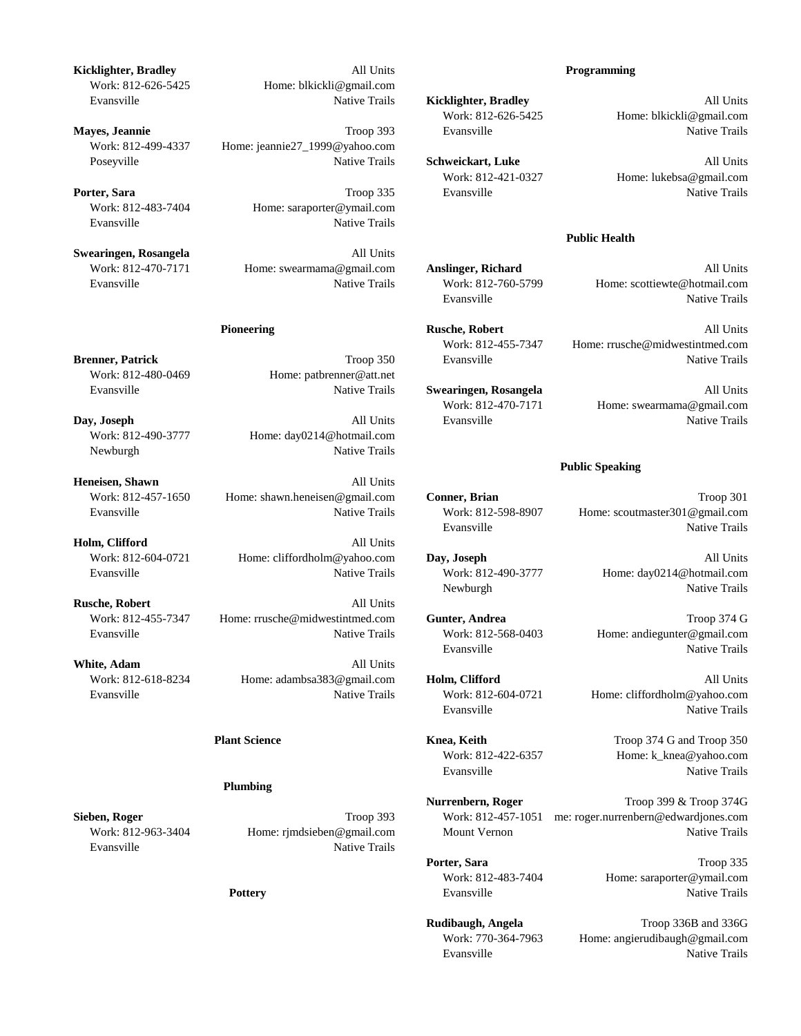**Kicklighter, Bradley** — All Units
Work: 812-626-5425 — Home: blkickli@gmail.com
Evansville — Native Trails

**Mayes, Jeannie** — Troop 393
Work: 812-499-4337 — Home: jeannie27_1999@yahoo.com
Poseyville — Native Trails

**Porter, Sara** — Troop 335
Work: 812-483-7404 — Home: saraporter@ymail.com
Evansville — Native Trails

**Swearingen, Rosangela** — All Units
Work: 812-470-7171 — Home: swearmama@gmail.com
Evansville — Native Trails

### Pioneering

**Brenner, Patrick** — Troop 350
Work: 812-480-0469 — Home: patbrenner@att.net
Evansville — Native Trails

**Day, Joseph** — All Units
Work: 812-490-3777 — Home: day0214@hotmail.com
Newburgh — Native Trails

**Heneisen, Shawn** — All Units
Work: 812-457-1650 — Home: shawn.heneisen@gmail.com
Evansville — Native Trails

**Holm, Clifford** — All Units
Work: 812-604-0721 — Home: cliffordholm@yahoo.com
Evansville — Native Trails

**Rusche, Robert** — All Units
Work: 812-455-7347 — Home: rrusche@midwestintmed.com
Evansville — Native Trails

**White, Adam** — All Units
Work: 812-618-8234 — Home: adambsa383@gmail.com
Evansville — Native Trails

### Plant Science

### Plumbing

**Sieben, Roger** — Troop 393
Work: 812-963-3404 — Home: rjmdsieben@gmail.com
Evansville — Native Trails

### Pottery

### Programming

**Kicklighter, Bradley** — All Units
Work: 812-626-5425 — Home: blkickli@gmail.com
Evansville — Native Trails

**Schweickart, Luke** — All Units
Work: 812-421-0327 — Home: lukebsa@gmail.com
Evansville — Native Trails

### Public Health

**Anslinger, Richard** — All Units
Work: 812-760-5799 — Home: scottiewte@hotmail.com
Evansville — Native Trails

**Rusche, Robert** — All Units
Work: 812-455-7347 — Home: rrusche@midwestintmed.com
Evansville — Native Trails

**Swearingen, Rosangela** — All Units
Work: 812-470-7171 — Home: swearmama@gmail.com
Evansville — Native Trails

### Public Speaking

**Conner, Brian** — Troop 301
Work: 812-598-8907 — Home: scoutmaster301@gmail.com
Evansville — Native Trails

**Day, Joseph** — All Units
Work: 812-490-3777 — Home: day0214@hotmail.com
Newburgh — Native Trails

**Gunter, Andrea** — Troop 374 G
Work: 812-568-0403 — Home: andiegunter@gmail.com
Evansville — Native Trails

**Holm, Clifford** — All Units
Work: 812-604-0721 — Home: cliffordholm@yahoo.com
Evansville — Native Trails

**Knea, Keith** — Troop 374 G and Troop 350
Work: 812-422-6357 — Home: k_knea@yahoo.com
Evansville — Native Trails

**Nurrenbern, Roger** — Troop 399 & Troop 374G
Work: 812-457-1051 — me: roger.nurrenbern@edwardjones.com
Mount Vernon — Native Trails

**Porter, Sara** — Troop 335
Work: 812-483-7404 — Home: saraporter@ymail.com
Evansville — Native Trails

**Rudibaugh, Angela** — Troop 336B and 336G
Work: 770-364-7963 — Home: angierudibaugh@gmail.com
Evansville — Native Trails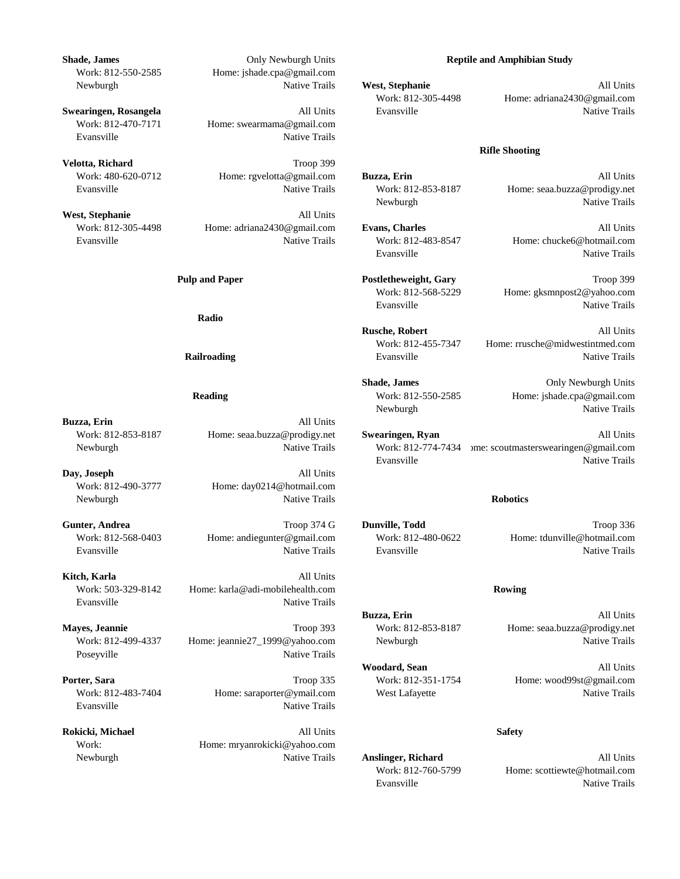**Shade, James** Only Newburgh Units
Work: 812-550-2585 Home: jshade.cpa@gmail.com
Newburgh Native Trails

**Swearingen, Rosangela** All Units
Work: 812-470-7171 Home: swearmama@gmail.com
Evansville Native Trails

**Velotta, Richard** Troop 399
Work: 480-620-0712 Home: rgvelotta@gmail.com
Evansville Native Trails

**West, Stephanie** All Units
Work: 812-305-4498 Home: adriana2430@gmail.com
Evansville Native Trails

### Pulp and Paper

### Radio

### Railroading

### Reading

**Buzza, Erin** All Units
Work: 812-853-8187 Home: seaa.buzza@prodigy.net
Newburgh Native Trails

**Day, Joseph** All Units
Work: 812-490-3777 Home: day0214@hotmail.com
Newburgh Native Trails

**Gunter, Andrea** Troop 374 G
Work: 812-568-0403 Home: andiegunter@gmail.com
Evansville Native Trails

**Kitch, Karla** All Units
Work: 503-329-8142 Home: karla@adi-mobilehealth.com
Evansville Native Trails

**Mayes, Jeannie** Troop 393
Work: 812-499-4337 Home: jeannie27_1999@yahoo.com
Poseyville Native Trails

**Porter, Sara** Troop 335
Work: 812-483-7404 Home: saraporter@ymail.com
Evansville Native Trails

**Rokicki, Michael** All Units
Work: Home: mryanrokicki@yahoo.com
Newburgh Native Trails

### Reptile and Amphibian Study

**West, Stephanie** All Units
Work: 812-305-4498 Home: adriana2430@gmail.com
Evansville Native Trails

### Rifle Shooting

**Buzza, Erin** All Units
Work: 812-853-8187 Home: seaa.buzza@prodigy.net
Newburgh Native Trails

**Evans, Charles** All Units
Work: 812-483-8547 Home: chucke6@hotmail.com
Evansville Native Trails

**Postletheweight, Gary** Troop 399
Work: 812-568-5229 Home: gksmnpost2@yahoo.com
Evansville Native Trails

**Rusche, Robert** All Units
Work: 812-455-7347 Home: rrusche@midwestintmed.com
Evansville Native Trails

**Shade, James** Only Newburgh Units
Work: 812-550-2585 Home: jshade.cpa@gmail.com
Newburgh Native Trails

**Swearingen, Ryan** All Units
Work: 812-774-7434 Home: scoutmasterswearingen@gmail.com
Evansville Native Trails

### Robotics

**Dunville, Todd** Troop 336
Work: 812-480-0622 Home: tdunville@hotmail.com
Evansville Native Trails

### Rowing

**Buzza, Erin** All Units
Work: 812-853-8187 Home: seaa.buzza@prodigy.net
Newburgh Native Trails

**Woodard, Sean** All Units
Work: 812-351-1754 Home: wood99st@gmail.com
West Lafayette Native Trails

### Safety

**Anslinger, Richard** All Units
Work: 812-760-5799 Home: scottiewte@hotmail.com
Evansville Native Trails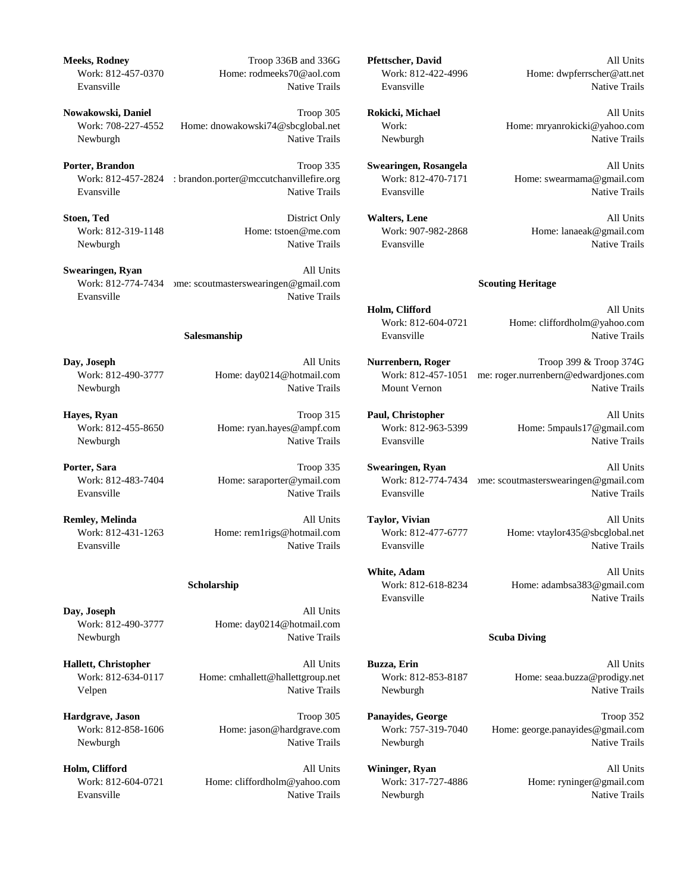**Meeks, Rodney** Troop 336B and 336G
Work: 812-457-0370 Home: rodmeeks70@aol.com
Evansville Native Trails

**Nowakowski, Daniel** Troop 305
Work: 708-227-4552 Home: dnowakowski74@sbcglobal.net
Newburgh Native Trails

**Porter, Brandon** Troop 335
Work: 812-457-2824 : brandon.porter@mccutchanvillefire.org
Evansville Native Trails

**Stoen, Ted** District Only
Work: 812-319-1148 Home: tstoen@me.com
Newburgh Native Trails

**Swearingen, Ryan** All Units
Work: 812-774-7434 ›me: scoutmasterswearingen@gmail.com
Evansville Native Trails

## Salesmanship

**Day, Joseph** All Units
Work: 812-490-3777 Home: day0214@hotmail.com
Newburgh Native Trails

**Hayes, Ryan** Troop 315
Work: 812-455-8650 Home: ryan.hayes@ampf.com
Newburgh Native Trails

**Porter, Sara** Troop 335
Work: 812-483-7404 Home: saraporter@ymail.com
Evansville Native Trails

**Remley, Melinda** All Units
Work: 812-431-1263 Home: rem1rigs@hotmail.com
Evansville Native Trails

## Scholarship

**Day, Joseph** All Units
Work: 812-490-3777 Home: day0214@hotmail.com
Newburgh Native Trails

**Hallett, Christopher** All Units
Work: 812-634-0117 Home: cmhallett@hallettgroup.net
Velpen Native Trails

**Hardgrave, Jason** Troop 305
Work: 812-858-1606 Home: jason@hardgrave.com
Newburgh Native Trails

**Holm, Clifford** All Units
Work: 812-604-0721 Home: cliffordholm@yahoo.com
Evansville Native Trails

**Pfettscher, David** All Units
Work: 812-422-4996 Home: dwpferrscher@att.net
Evansville Native Trails

**Rokicki, Michael** All Units
Work: Home: mryanrokicki@yahoo.com
Newburgh Native Trails

**Swearingen, Rosangela** All Units
Work: 812-470-7171 Home: swearmama@gmail.com
Evansville Native Trails

**Walters, Lene** All Units
Work: 907-982-2868 Home: lanaeak@gmail.com
Evansville Native Trails

## Scouting Heritage

**Holm, Clifford** All Units
Work: 812-604-0721 Home: cliffordholm@yahoo.com
Evansville Native Trails

**Nurrenbern, Roger** Troop 399 & Troop 374G
Work: 812-457-1051 me: roger.nurrenbern@edwardjones.com
Mount Vernon Native Trails

**Paul, Christopher** All Units
Work: 812-963-5399 Home: 5mpauls17@gmail.com
Evansville Native Trails

**Swearingen, Ryan** All Units
Work: 812-774-7434 ›me: scoutmasterswearingen@gmail.com
Evansville Native Trails

**Taylor, Vivian** All Units
Work: 812-477-6777 Home: vtaylor435@sbcglobal.net
Evansville Native Trails

**White, Adam** All Units
Work: 812-618-8234 Home: adambsa383@gmail.com
Evansville Native Trails

## Scuba Diving

**Buzza, Erin** All Units
Work: 812-853-8187 Home: seaa.buzza@prodigy.net
Newburgh Native Trails

**Panayides, George** Troop 352
Work: 757-319-7040 Home: george.panayides@gmail.com
Newburgh Native Trails

**Wininger, Ryan** All Units
Work: 317-727-4886 Home: ryninger@gmail.com
Newburgh Native Trails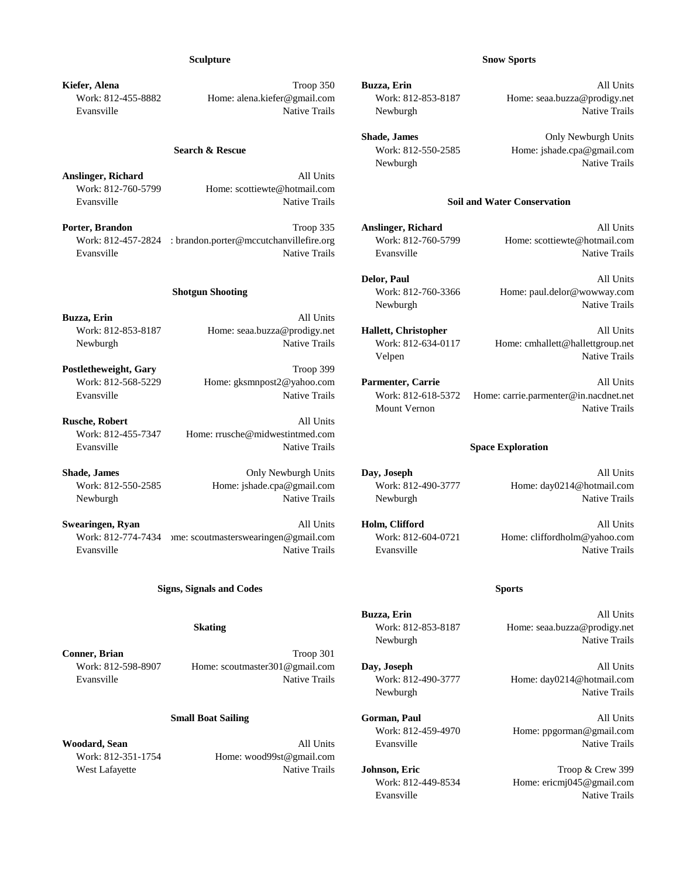### Sculpture

**Kiefer, Alena** — Troop 350
Work: 812-455-8882 — Home: alena.kiefer@gmail.com
Evansville — Native Trails

### Search & Rescue

**Anslinger, Richard** — All Units
Work: 812-760-5799 — Home: scottiewte@hotmail.com
Evansville — Native Trails

**Porter, Brandon** — Troop 335
Work: 812-457-2824 — : brandon.porter@mccutchanvillefire.org
Evansville — Native Trails

### Shotgun Shooting

**Buzza, Erin** — All Units
Work: 812-853-8187 — Home: seaa.buzza@prodigy.net
Newburgh — Native Trails

**Postletheweight, Gary** — Troop 399
Work: 812-568-5229 — Home: gksmnpost2@yahoo.com
Evansville — Native Trails

**Rusche, Robert** — All Units
Work: 812-455-7347 — Home: rrusche@midwestintmed.com
Evansville — Native Trails

**Shade, James** — Only Newburgh Units
Work: 812-550-2585 — Home: jshade.cpa@gmail.com
Newburgh — Native Trails

**Swearingen, Ryan** — All Units
Work: 812-774-7434 — ome: scoutmasterswearingen@gmail.com
Evansville — Native Trails

### Signs, Signals and Codes

### Skating

**Conner, Brian** — Troop 301
Work: 812-598-8907 — Home: scoutmaster301@gmail.com
Evansville — Native Trails

### Small Boat Sailing

**Woodard, Sean** — All Units
Work: 812-351-1754 — Home: wood99st@gmail.com
West Lafayette — Native Trails

### Snow Sports

**Buzza, Erin** — All Units
Work: 812-853-8187 — Home: seaa.buzza@prodigy.net
Newburgh — Native Trails

**Shade, James** — Only Newburgh Units
Work: 812-550-2585 — Home: jshade.cpa@gmail.com
Newburgh — Native Trails

### Soil and Water Conservation

**Anslinger, Richard** — All Units
Work: 812-760-5799 — Home: scottiewte@hotmail.com
Evansville — Native Trails

**Delor, Paul** — All Units
Work: 812-760-3366 — Home: paul.delor@wowway.com
Newburgh — Native Trails

**Hallett, Christopher** — All Units
Work: 812-634-0117 — Home: cmhallett@hallettgroup.net
Velpen — Native Trails

**Parmenter, Carrie** — All Units
Work: 812-618-5372 — Home: carrie.parmenter@in.nacdnet.net
Mount Vernon — Native Trails

### Space Exploration

**Day, Joseph** — All Units
Work: 812-490-3777 — Home: day0214@hotmail.com
Newburgh — Native Trails

**Holm, Clifford** — All Units
Work: 812-604-0721 — Home: cliffordholm@yahoo.com
Evansville — Native Trails

### Sports

**Buzza, Erin** — All Units
Work: 812-853-8187 — Home: seaa.buzza@prodigy.net
Newburgh — Native Trails

**Day, Joseph** — All Units
Work: 812-490-3777 — Home: day0214@hotmail.com
Newburgh — Native Trails

**Gorman, Paul** — All Units
Work: 812-459-4970 — Home: ppgorman@gmail.com
Evansville — Native Trails

**Johnson, Eric** — Troop & Crew 399
Work: 812-449-8534 — Home: ericmj045@gmail.com
Evansville — Native Trails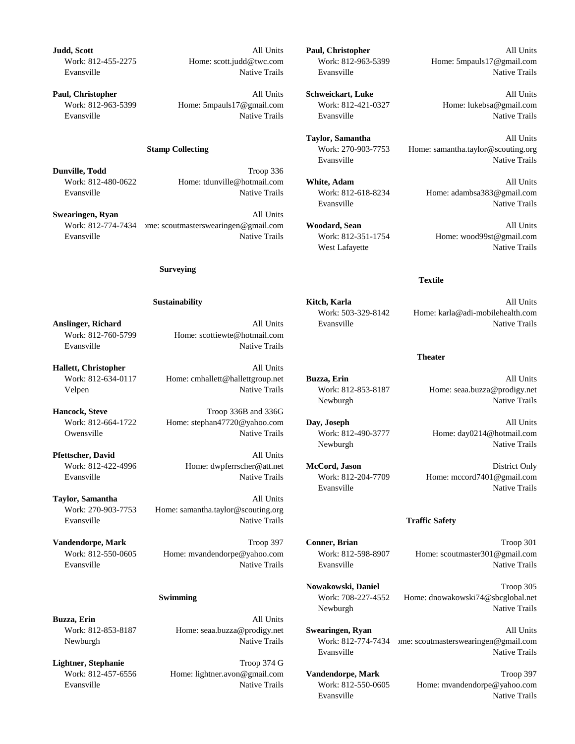**Judd, Scott** All Units
Work: 812-455-2275 Home: scott.judd@twc.com
Evansville Native Trails

**Paul, Christopher** All Units
Work: 812-963-5399 Home: 5mpauls17@gmail.com
Evansville Native Trails

### Stamp Collecting

**Dunville, Todd** Troop 336
Work: 812-480-0622 Home: tdunville@hotmail.com
Evansville Native Trails

**Swearingen, Ryan** All Units
Work: 812-774-7434 Home: scoutmasterswearingen@gmail.com
Evansville Native Trails

### Surveying

### Sustainability

**Anslinger, Richard** All Units
Work: 812-760-5799 Home: scottiewte@hotmail.com
Evansville Native Trails

**Hallett, Christopher** All Units
Work: 812-634-0117 Home: cmhallett@hallettgroup.net
Velpen Native Trails

**Hancock, Steve** Troop 336B and 336G
Work: 812-664-1722 Home: stephan47720@yahoo.com
Owensville Native Trails

**Pfettscher, David** All Units
Work: 812-422-4996 Home: dwpferrscher@att.net
Evansville Native Trails

**Taylor, Samantha** All Units
Work: 270-903-7753 Home: samantha.taylor@scouting.org
Evansville Native Trails

**Vandendorpe, Mark** Troop 397
Work: 812-550-0605 Home: mvandendorpe@yahoo.com
Evansville Native Trails

### Swimming

**Buzza, Erin** All Units
Work: 812-853-8187 Home: seaa.buzza@prodigy.net
Newburgh Native Trails

**Lightner, Stephanie** Troop 374 G
Work: 812-457-6556 Home: lightner.avon@gmail.com
Evansville Native Trails

**Paul, Christopher** All Units
Work: 812-963-5399 Home: 5mpauls17@gmail.com
Evansville Native Trails

**Schweickart, Luke** All Units
Work: 812-421-0327 Home: lukebsa@gmail.com
Evansville Native Trails

**Taylor, Samantha** All Units
Work: 270-903-7753 Home: samantha.taylor@scouting.org
Evansville Native Trails

**White, Adam** All Units
Work: 812-618-8234 Home: adambsa383@gmail.com
Evansville Native Trails

**Woodard, Sean** All Units
Work: 812-351-1754 Home: wood99st@gmail.com
West Lafayette Native Trails

### Textile

**Kitch, Karla** All Units
Work: 503-329-8142 Home: karla@adi-mobilehealth.com
Evansville Native Trails

### Theater

**Buzza, Erin** All Units
Work: 812-853-8187 Home: seaa.buzza@prodigy.net
Newburgh Native Trails

**Day, Joseph** All Units
Work: 812-490-3777 Home: day0214@hotmail.com
Newburgh Native Trails

**McCord, Jason** District Only
Work: 812-204-7709 Home: mccord7401@gmail.com
Evansville Native Trails

### Traffic Safety

**Conner, Brian** Troop 301
Work: 812-598-8907 Home: scoutmaster301@gmail.com
Evansville Native Trails

**Nowakowski, Daniel** Troop 305
Work: 708-227-4552 Home: dnowakowski74@sbcglobal.net
Newburgh Native Trails

**Swearingen, Ryan** All Units
Work: 812-774-7434 Home: scoutmasterswearingen@gmail.com
Evansville Native Trails

**Vandendorpe, Mark** Troop 397
Work: 812-550-0605 Home: mvandendorpe@yahoo.com
Evansville Native Trails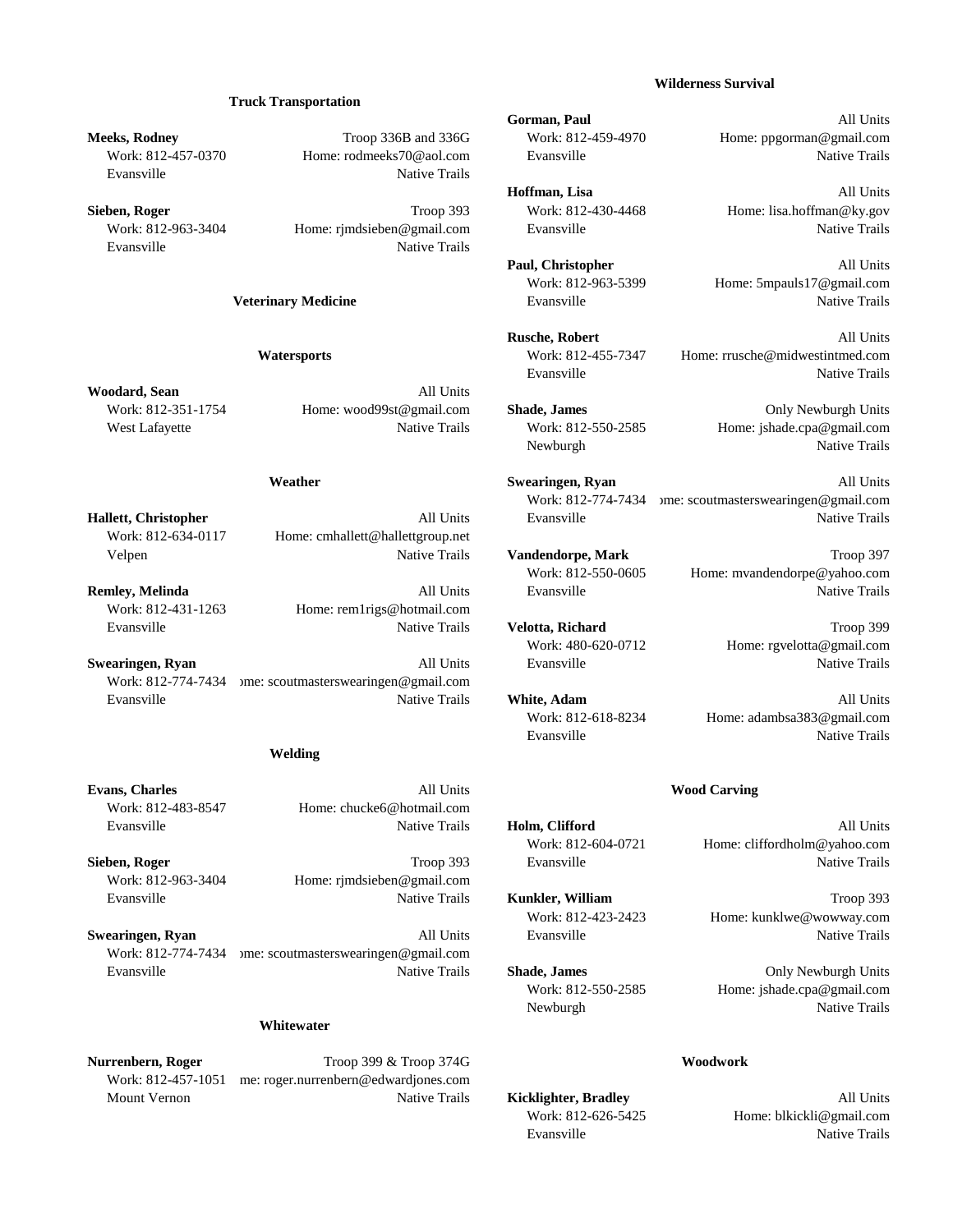## Truck Transportation

**Meeks, Rodney** — Troop 336B and 336G
Work: 812-457-0370 — Home: rodmeeks70@aol.com
Evansville — Native Trails

**Sieben, Roger** — Troop 393
Work: 812-963-3404 — Home: rjmdsieben@gmail.com
Evansville — Native Trails

## Veterinary Medicine

## Watersports

**Woodard, Sean** — All Units
Work: 812-351-1754 — Home: wood99st@gmail.com
West Lafayette — Native Trails

## Weather

**Hallett, Christopher** — All Units
Work: 812-634-0117 — Home: cmhallett@hallettgroup.net
Velpen — Native Trails

**Remley, Melinda** — All Units
Work: 812-431-1263 — Home: rem1rigs@hotmail.com
Evansville — Native Trails

**Swearingen, Ryan** — All Units
Work: 812-774-7434 — ome: scoutmasterswearingen@gmail.com
Evansville — Native Trails

## Welding

**Evans, Charles** — All Units
Work: 812-483-8547 — Home: chucke6@hotmail.com
Evansville — Native Trails

**Sieben, Roger** — Troop 393
Work: 812-963-3404 — Home: rjmdsieben@gmail.com
Evansville — Native Trails

**Swearingen, Ryan** — All Units
Work: 812-774-7434 — ome: scoutmasterswearingen@gmail.com
Evansville — Native Trails

## Whitewater

**Nurrenbern, Roger** — Troop 399 & Troop 374G
Work: 812-457-1051 — me: roger.nurrenbern@edwardjones.com
Mount Vernon — Native Trails

## Wilderness Survival

**Gorman, Paul** — All Units
Work: 812-459-4970 — Home: ppgorman@gmail.com
Evansville — Native Trails

**Hoffman, Lisa** — All Units
Work: 812-430-4468 — Home: lisa.hoffman@ky.gov
Evansville — Native Trails

**Paul, Christopher** — All Units
Work: 812-963-5399 — Home: 5mpauls17@gmail.com
Evansville — Native Trails

**Rusche, Robert** — All Units
Work: 812-455-7347 — Home: rrusche@midwestintmed.com
Evansville — Native Trails

**Shade, James** — Only Newburgh Units
Work: 812-550-2585 — Home: jshade.cpa@gmail.com
Newburgh — Native Trails

**Swearingen, Ryan** — All Units
Work: 812-774-7434 — ome: scoutmasterswearingen@gmail.com
Evansville — Native Trails

**Vandendorpe, Mark** — Troop 397
Work: 812-550-0605 — Home: mvandendorpe@yahoo.com
Evansville — Native Trails

**Velotta, Richard** — Troop 399
Work: 480-620-0712 — Home: rgvelotta@gmail.com
Evansville — Native Trails

**White, Adam** — All Units
Work: 812-618-8234 — Home: adambsa383@gmail.com
Evansville — Native Trails

## Wood Carving

**Holm, Clifford** — All Units
Work: 812-604-0721 — Home: cliffordholm@yahoo.com
Evansville — Native Trails

**Kunkler, William** — Troop 393
Work: 812-423-2423 — Home: kunklwe@wowway.com
Evansville — Native Trails

**Shade, James** — Only Newburgh Units
Work: 812-550-2585 — Home: jshade.cpa@gmail.com
Newburgh — Native Trails

## Woodwork

**Kicklighter, Bradley** — All Units
Work: 812-626-5425 — Home: blkickli@gmail.com
Evansville — Native Trails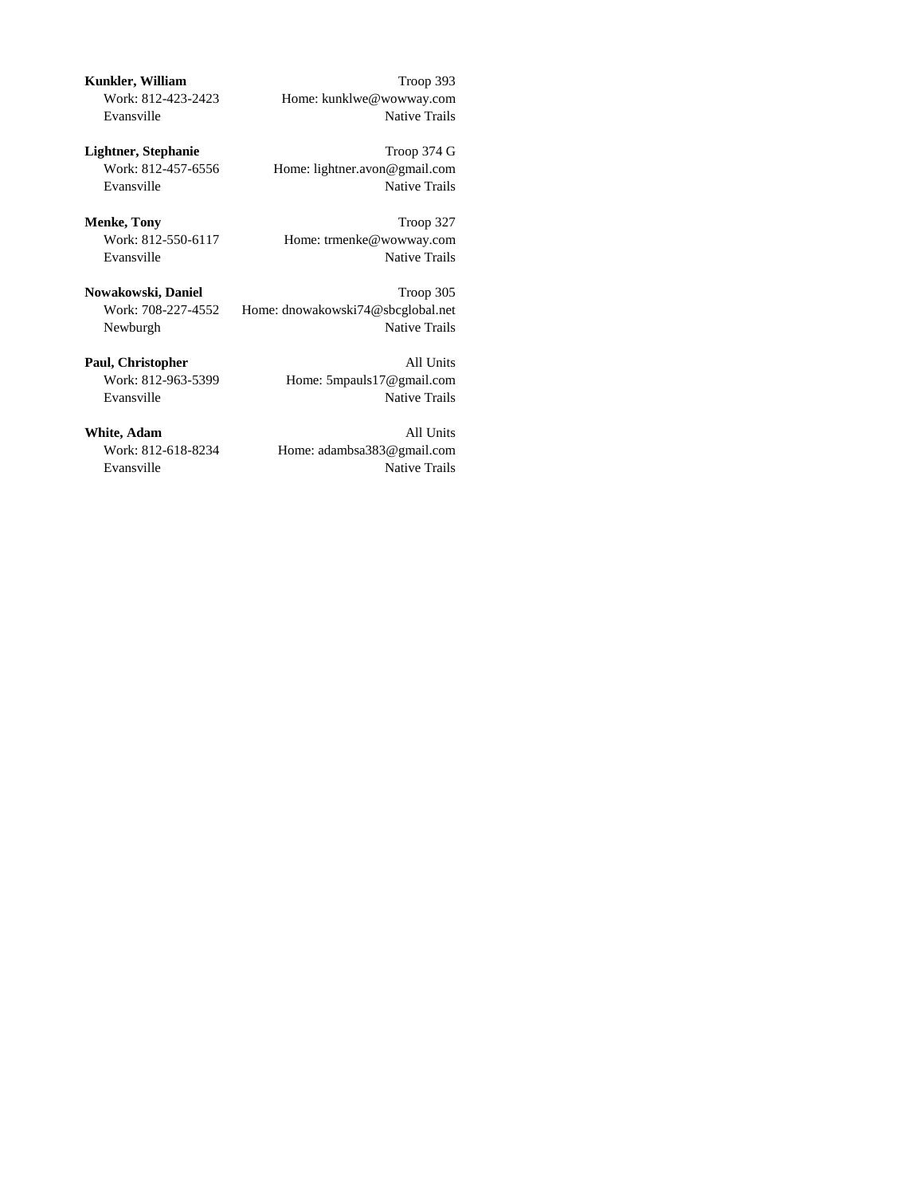**Kunkler, William** Troop 393
Work: 812-423-2423 Home: kunklwe@wowway.com
Evansville Native Trails

**Lightner, Stephanie** Troop 374 G
Work: 812-457-6556 Home: lightner.avon@gmail.com
Evansville Native Trails

**Menke, Tony** Troop 327
Work: 812-550-6117 Home: trmenke@wowway.com
Evansville Native Trails

**Nowakowski, Daniel** Troop 305
Work: 708-227-4552 Home: dnowakowski74@sbcglobal.net
Newburgh Native Trails

**Paul, Christopher** All Units
Work: 812-963-5399 Home: 5mpauls17@gmail.com
Evansville Native Trails

**White, Adam** All Units
Work: 812-618-8234 Home: adambsa383@gmail.com
Evansville Native Trails